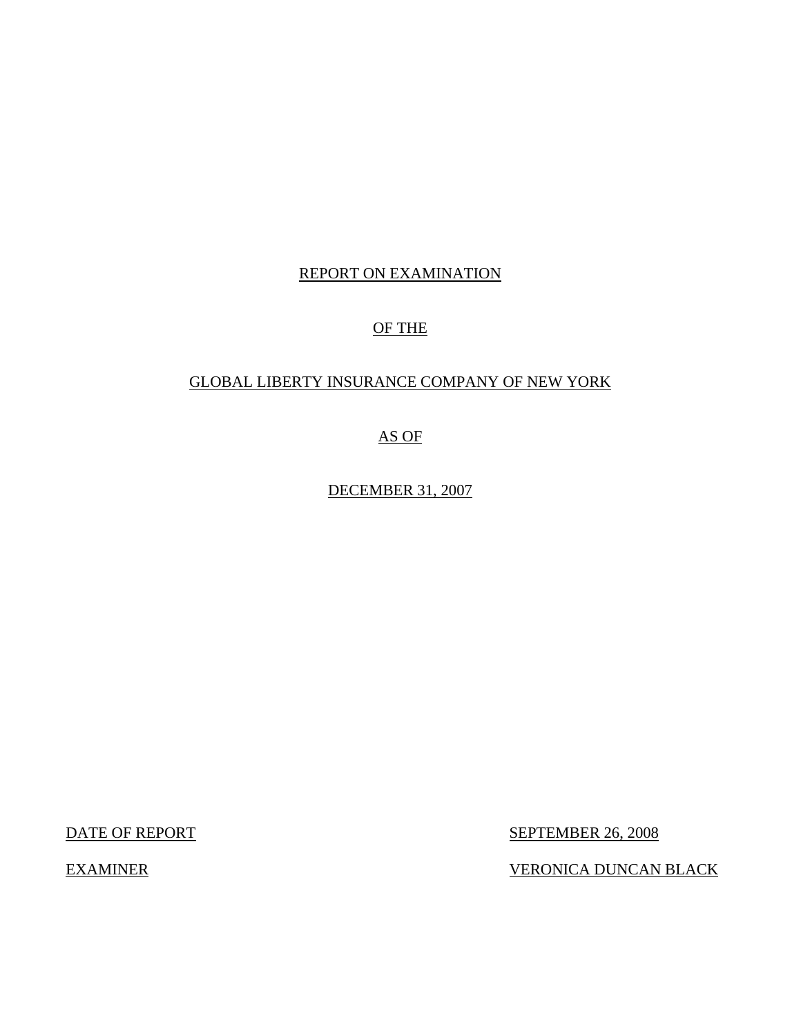# REPORT ON EXAMINATION

# OF THE

# GLOBAL LIBERTY INSURANCE COMPANY OF NEW YORK

# AS OF

# DECEMBER 31, 2007

DATE OF REPORT SEPTEMBER 26, 2008

EXAMINER VERONICA DUNCAN BLACK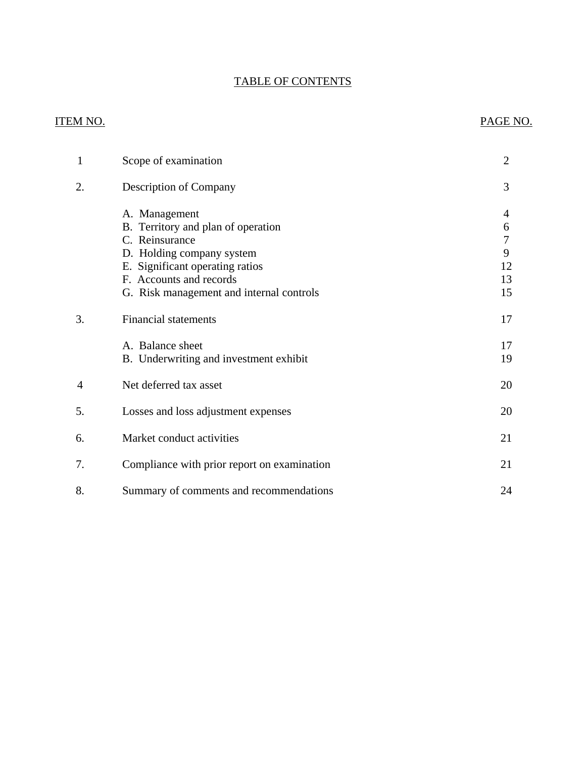# TABLE OF CONTENTS

| ITEM NO. | | PAGE NO. |
|---|---|---|
| 1 | Scope of examination | 2 |
| 2. | Description of Company | 3 |
| | A. Management | 4 |
| | B. Territory and plan of operation | 6 |
| | C. Reinsurance | 7 |
| | D. Holding company system | 9 |
| | E. Significant operating ratios | 12 |
| | F. Accounts and records | 13 |
| | G. Risk management and internal controls | 15 |
| 3. | Financial statements | 17 |
| | A. Balance sheet | 17 |
| | B. Underwriting and investment exhibit | 19 |
| 4 | Net deferred tax asset | 20 |
| 5. | Losses and loss adjustment expenses | 20 |
| 6. | Market conduct activities | 21 |
| 7. | Compliance with prior report on examination | 21 |
| 8. | Summary of comments and recommendations | 24 |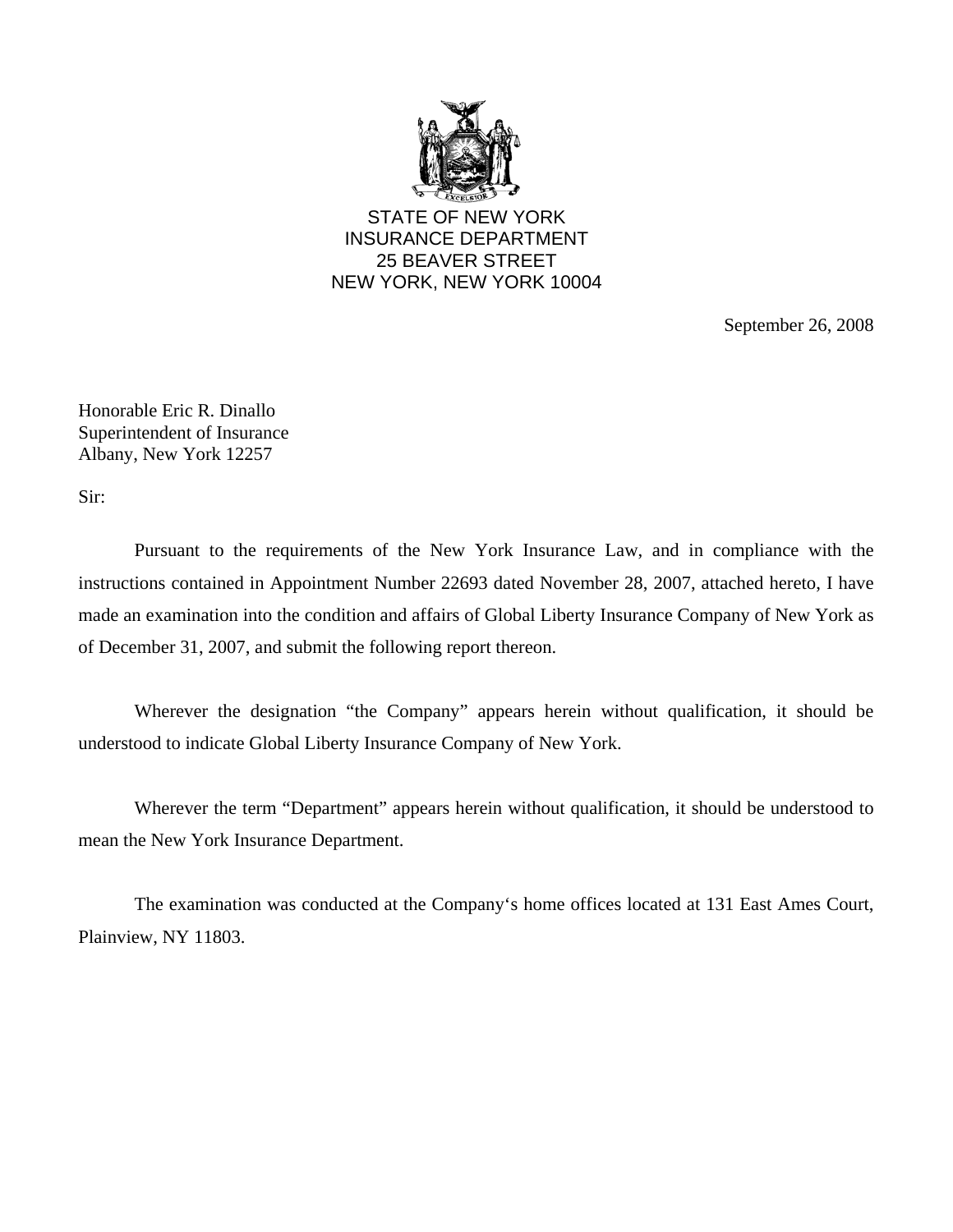STATE OF NEW YORK
INSURANCE DEPARTMENT
25 BEAVER STREET
NEW YORK, NEW YORK 10004

September 26, 2008

Honorable Eric R. Dinallo
Superintendent of Insurance
Albany, New York 12257

Sir:

Pursuant to the requirements of the New York Insurance Law, and in compliance with the instructions contained in Appointment Number 22693 dated November 28, 2007, attached hereto, I have made an examination into the condition and affairs of Global Liberty Insurance Company of New York as of December 31, 2007, and submit the following report thereon.

Wherever the designation "the Company" appears herein without qualification, it should be understood to indicate Global Liberty Insurance Company of New York.

Wherever the term "Department" appears herein without qualification, it should be understood to mean the New York Insurance Department.

The examination was conducted at the Company's home offices located at 131 East Ames Court, Plainview, NY 11803.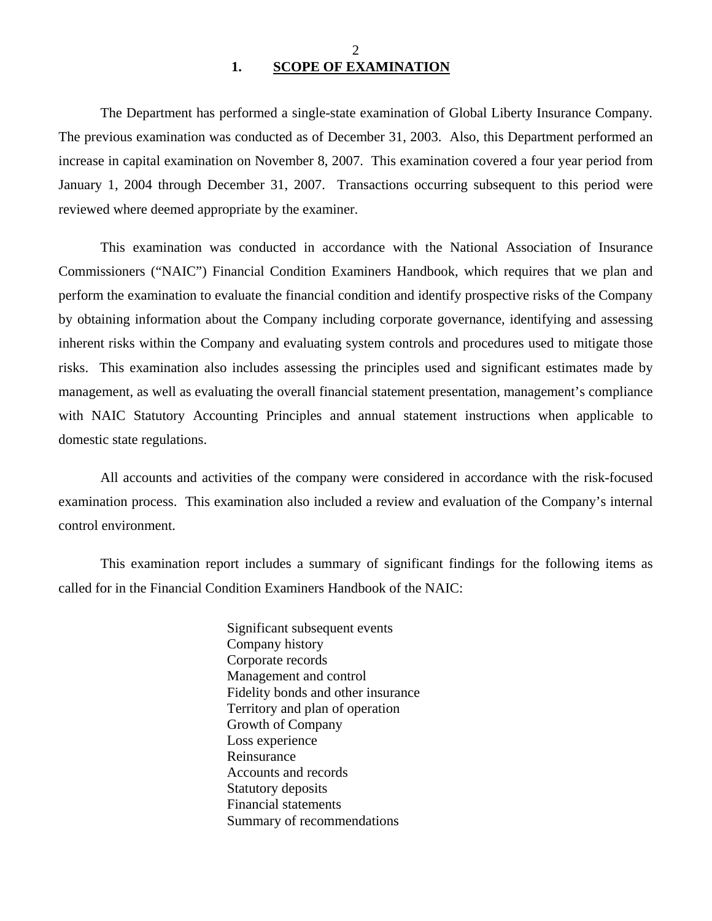## 1. SCOPE OF EXAMINATION

The Department has performed a single-state examination of Global Liberty Insurance Company. The previous examination was conducted as of December 31, 2003. Also, this Department performed an increase in capital examination on November 8, 2007. This examination covered a four year period from January 1, 2004 through December 31, 2007. Transactions occurring subsequent to this period were reviewed where deemed appropriate by the examiner.

This examination was conducted in accordance with the National Association of Insurance Commissioners ("NAIC") Financial Condition Examiners Handbook, which requires that we plan and perform the examination to evaluate the financial condition and identify prospective risks of the Company by obtaining information about the Company including corporate governance, identifying and assessing inherent risks within the Company and evaluating system controls and procedures used to mitigate those risks. This examination also includes assessing the principles used and significant estimates made by management, as well as evaluating the overall financial statement presentation, management's compliance with NAIC Statutory Accounting Principles and annual statement instructions when applicable to domestic state regulations.

All accounts and activities of the company were considered in accordance with the risk-focused examination process. This examination also included a review and evaluation of the Company's internal control environment.

This examination report includes a summary of significant findings for the following items as called for in the Financial Condition Examiners Handbook of the NAIC:

- Significant subsequent events
- Company history
- Corporate records
- Management and control
- Fidelity bonds and other insurance
- Territory and plan of operation
- Growth of Company
- Loss experience
- Reinsurance
- Accounts and records
- Statutory deposits
- Financial statements
- Summary of recommendations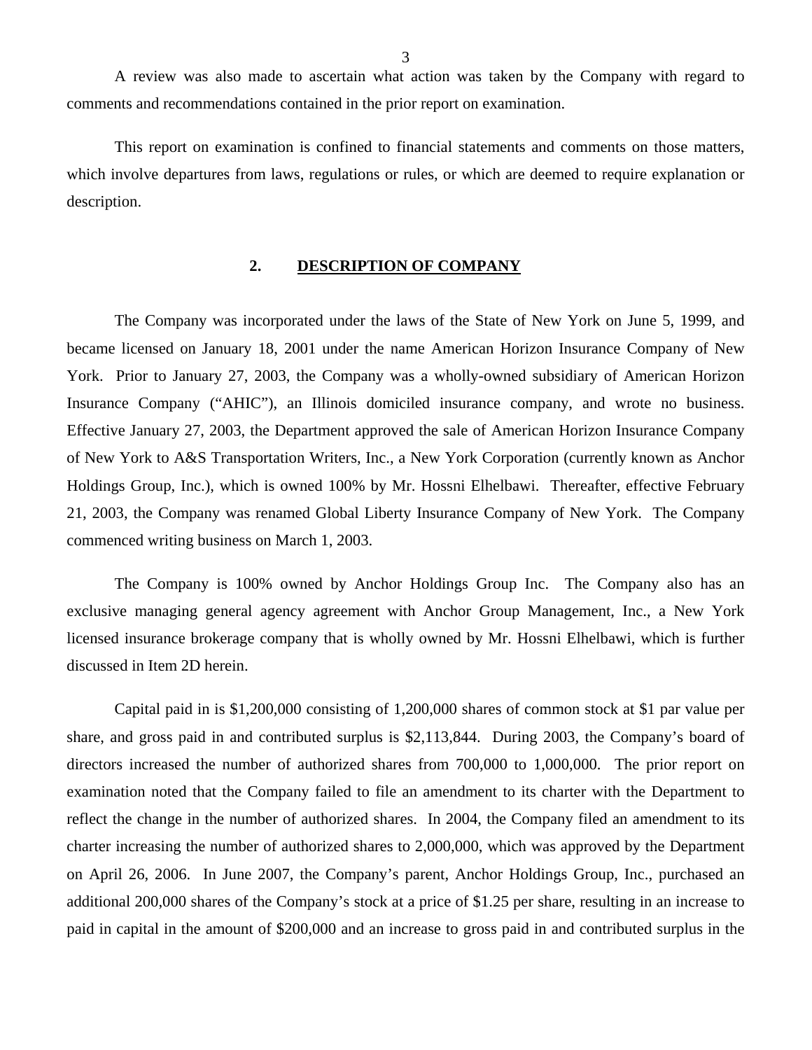A review was also made to ascertain what action was taken by the Company with regard to comments and recommendations contained in the prior report on examination.

This report on examination is confined to financial statements and comments on those matters, which involve departures from laws, regulations or rules, or which are deemed to require explanation or description.

## 2. DESCRIPTION OF COMPANY

The Company was incorporated under the laws of the State of New York on June 5, 1999, and became licensed on January 18, 2001 under the name American Horizon Insurance Company of New York. Prior to January 27, 2003, the Company was a wholly-owned subsidiary of American Horizon Insurance Company ("AHIC"), an Illinois domiciled insurance company, and wrote no business. Effective January 27, 2003, the Department approved the sale of American Horizon Insurance Company of New York to A&S Transportation Writers, Inc., a New York Corporation (currently known as Anchor Holdings Group, Inc.), which is owned 100% by Mr. Hossni Elhelbawi. Thereafter, effective February 21, 2003, the Company was renamed Global Liberty Insurance Company of New York. The Company commenced writing business on March 1, 2003.

The Company is 100% owned by Anchor Holdings Group Inc. The Company also has an exclusive managing general agency agreement with Anchor Group Management, Inc., a New York licensed insurance brokerage company that is wholly owned by Mr. Hossni Elhelbawi, which is further discussed in Item 2D herein.

Capital paid in is $1,200,000 consisting of 1,200,000 shares of common stock at $1 par value per share, and gross paid in and contributed surplus is $2,113,844. During 2003, the Company's board of directors increased the number of authorized shares from 700,000 to 1,000,000. The prior report on examination noted that the Company failed to file an amendment to its charter with the Department to reflect the change in the number of authorized shares. In 2004, the Company filed an amendment to its charter increasing the number of authorized shares to 2,000,000, which was approved by the Department on April 26, 2006. In June 2007, the Company's parent, Anchor Holdings Group, Inc., purchased an additional 200,000 shares of the Company's stock at a price of $1.25 per share, resulting in an increase to paid in capital in the amount of $200,000 and an increase to gross paid in and contributed surplus in the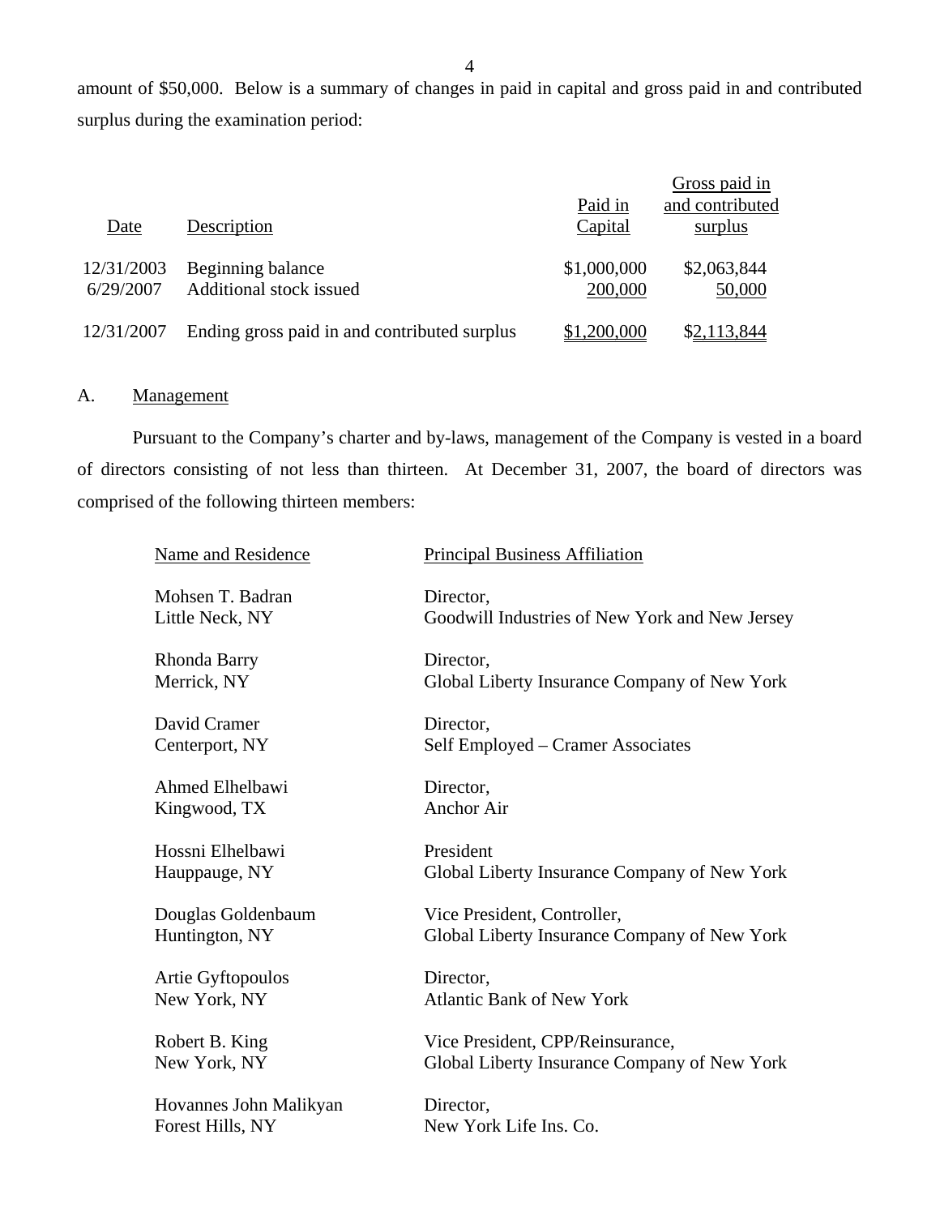amount of $50,000. Below is a summary of changes in paid in capital and gross paid in and contributed surplus during the examination period:

| Date | Description | Paid in Capital | Gross paid in and contributed surplus |
|---|---|---|---|
| 12/31/2003 | Beginning balance | $1,000,000 | $2,063,844 |
| 6/29/2007 | Additional stock issued | 200,000 | 50,000 |
| 12/31/2007 | Ending gross paid in and contributed surplus | $1,200,000 | $2,113,844 |

A. Management

Pursuant to the Company's charter and by-laws, management of the Company is vested in a board of directors consisting of not less than thirteen. At December 31, 2007, the board of directors was comprised of the following thirteen members:

| Name and Residence | Principal Business Affiliation |
|---|---|
| Mohsen T. Badran<br>Little Neck, NY | Director,<br>Goodwill Industries of New York and New Jersey |
| Rhonda Barry<br>Merrick, NY | Director,<br>Global Liberty Insurance Company of New York |
| David Cramer<br>Centerport, NY | Director,<br>Self Employed – Cramer Associates |
| Ahmed Elhelbawi<br>Kingwood, TX | Director,<br>Anchor Air |
| Hossni Elhelbawi<br>Hauppauge, NY | President<br>Global Liberty Insurance Company of New York |
| Douglas Goldenbaum<br>Huntington, NY | Vice President, Controller,<br>Global Liberty Insurance Company of New York |
| Artie Gyftopoulos<br>New York, NY | Director,<br>Atlantic Bank of New York |
| Robert B. King<br>New York, NY | Vice President, CPP/Reinsurance,<br>Global Liberty Insurance Company of New York |
| Hovannes John Malikyan<br>Forest Hills, NY | Director,<br>New York Life Ins. Co. |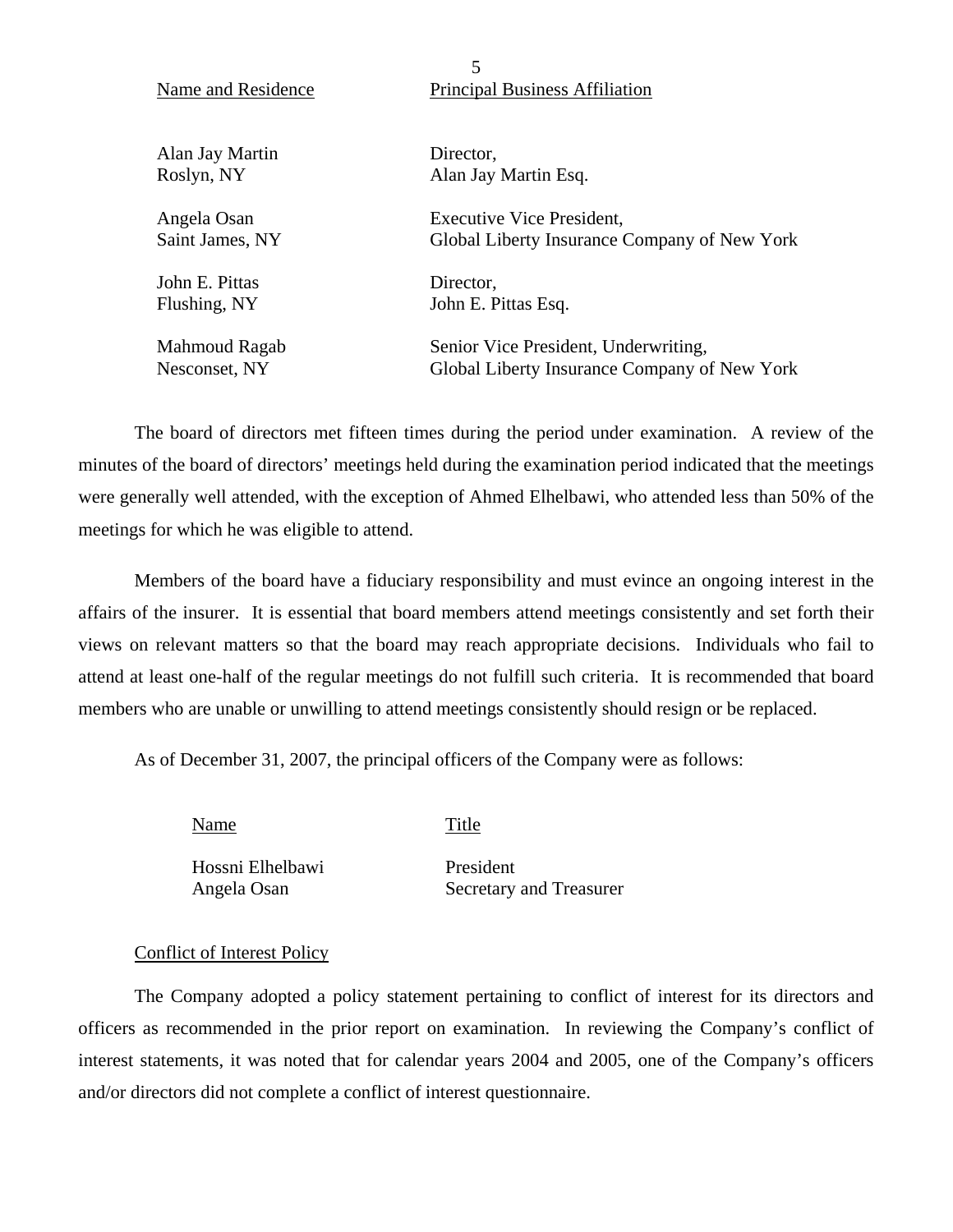| Name and Residence | Principal Business Affiliation |
|---|---|
| Alan Jay Martin<br>Roslyn, NY | Director,<br>Alan Jay Martin Esq. |
| Angela Osan<br>Saint James, NY | Executive Vice President,<br>Global Liberty Insurance Company of New York |
| John E. Pittas<br>Flushing, NY | Director,<br>John E. Pittas Esq. |
| Mahmoud Ragab<br>Nesconset, NY | Senior Vice President, Underwriting,<br>Global Liberty Insurance Company of New York |

The board of directors met fifteen times during the period under examination. A review of the minutes of the board of directors' meetings held during the examination period indicated that the meetings were generally well attended, with the exception of Ahmed Elhelbawi, who attended less than 50% of the meetings for which he was eligible to attend.

Members of the board have a fiduciary responsibility and must evince an ongoing interest in the affairs of the insurer. It is essential that board members attend meetings consistently and set forth their views on relevant matters so that the board may reach appropriate decisions. Individuals who fail to attend at least one-half of the regular meetings do not fulfill such criteria. It is recommended that board members who are unable or unwilling to attend meetings consistently should resign or be replaced.

As of December 31, 2007, the principal officers of the Company were as follows:

| Name | Title |
|---|---|
| Hossni Elhelbawi | President |
| Angela Osan | Secretary and Treasurer |

Conflict of Interest Policy

The Company adopted a policy statement pertaining to conflict of interest for its directors and officers as recommended in the prior report on examination. In reviewing the Company's conflict of interest statements, it was noted that for calendar years 2004 and 2005, one of the Company's officers and/or directors did not complete a conflict of interest questionnaire.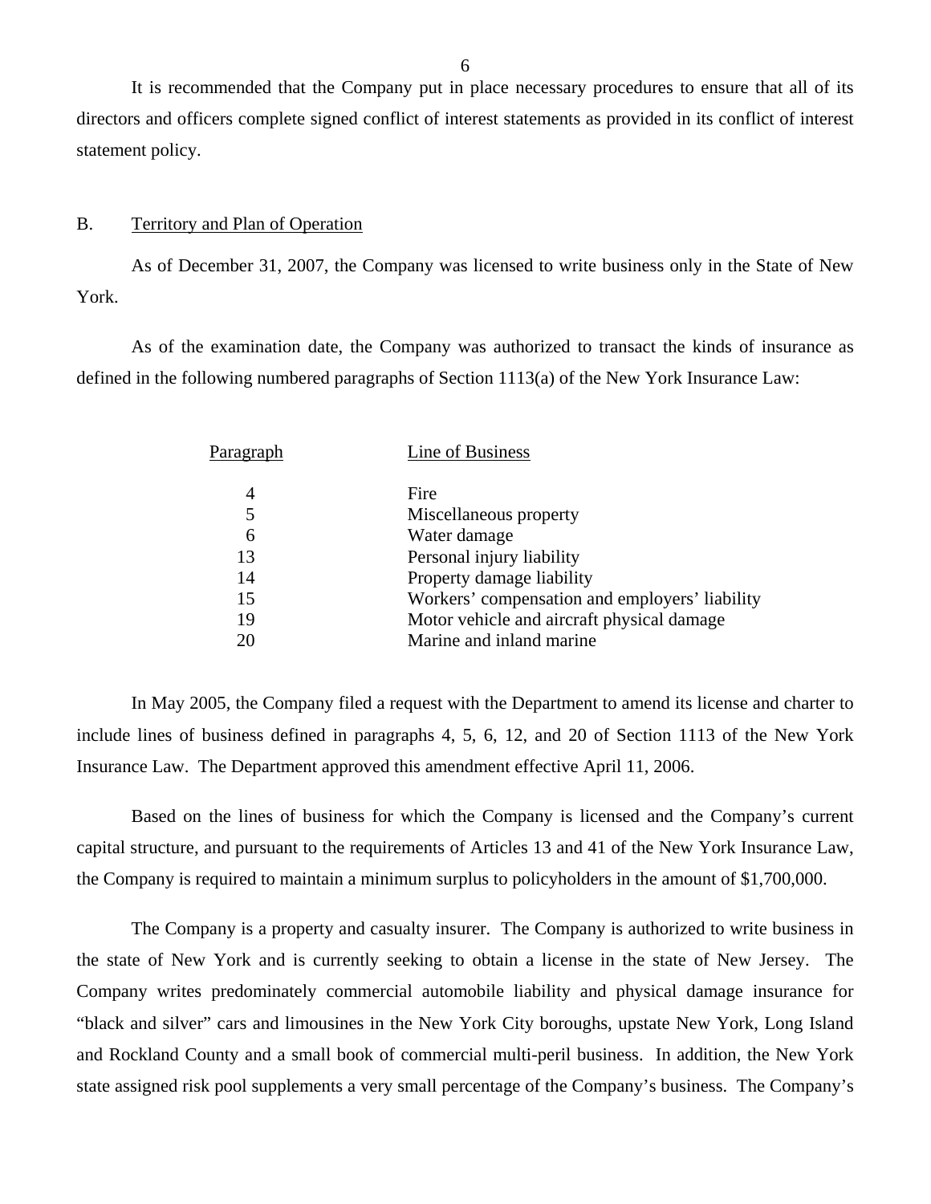It is recommended that the Company put in place necessary procedures to ensure that all of its directors and officers complete signed conflict of interest statements as provided in its conflict of interest statement policy.

## B. Territory and Plan of Operation

As of December 31, 2007, the Company was licensed to write business only in the State of New York.

As of the examination date, the Company was authorized to transact the kinds of insurance as defined in the following numbered paragraphs of Section 1113(a) of the New York Insurance Law:

| Paragraph | Line of Business |
|---|---|
| 4 | Fire |
| 5 | Miscellaneous property |
| 6 | Water damage |
| 13 | Personal injury liability |
| 14 | Property damage liability |
| 15 | Workers' compensation and employers' liability |
| 19 | Motor vehicle and aircraft physical damage |
| 20 | Marine and inland marine |

In May 2005, the Company filed a request with the Department to amend its license and charter to include lines of business defined in paragraphs 4, 5, 6, 12, and 20 of Section 1113 of the New York Insurance Law. The Department approved this amendment effective April 11, 2006.

Based on the lines of business for which the Company is licensed and the Company's current capital structure, and pursuant to the requirements of Articles 13 and 41 of the New York Insurance Law, the Company is required to maintain a minimum surplus to policyholders in the amount of $1,700,000.

The Company is a property and casualty insurer. The Company is authorized to write business in the state of New York and is currently seeking to obtain a license in the state of New Jersey. The Company writes predominately commercial automobile liability and physical damage insurance for "black and silver" cars and limousines in the New York City boroughs, upstate New York, Long Island and Rockland County and a small book of commercial multi-peril business. In addition, the New York state assigned risk pool supplements a very small percentage of the Company's business. The Company's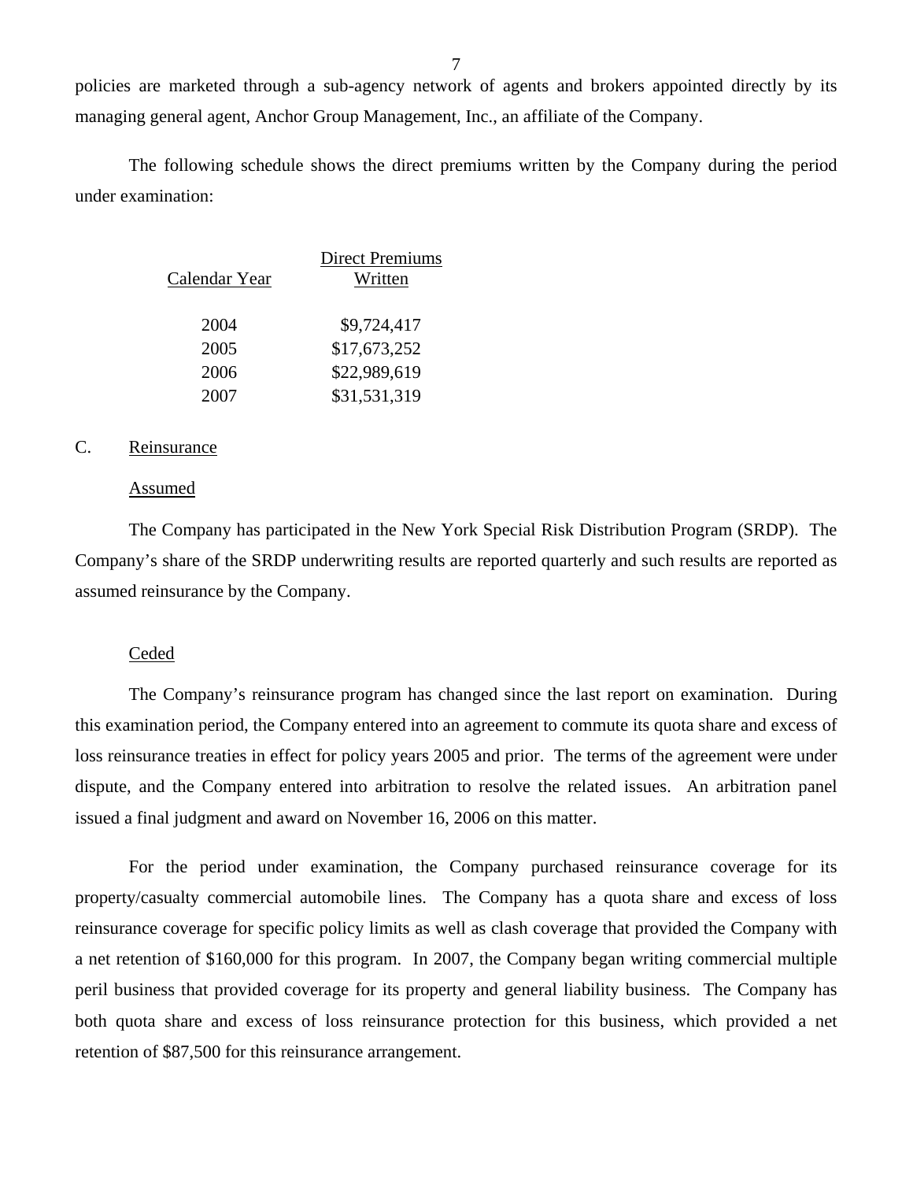policies are marketed through a sub-agency network of agents and brokers appointed directly by its managing general agent, Anchor Group Management, Inc., an affiliate of the Company.

The following schedule shows the direct premiums written by the Company during the period under examination:

| Calendar Year | Direct Premiums Written |
|---|---|
| 2004 | $9,724,417 |
| 2005 | $17,673,252 |
| 2006 | $22,989,619 |
| 2007 | $31,531,319 |

C. Reinsurance

Assumed

The Company has participated in the New York Special Risk Distribution Program (SRDP). The Company's share of the SRDP underwriting results are reported quarterly and such results are reported as assumed reinsurance by the Company.

Ceded

The Company's reinsurance program has changed since the last report on examination. During this examination period, the Company entered into an agreement to commute its quota share and excess of loss reinsurance treaties in effect for policy years 2005 and prior. The terms of the agreement were under dispute, and the Company entered into arbitration to resolve the related issues. An arbitration panel issued a final judgment and award on November 16, 2006 on this matter.

For the period under examination, the Company purchased reinsurance coverage for its property/casualty commercial automobile lines. The Company has a quota share and excess of loss reinsurance coverage for specific policy limits as well as clash coverage that provided the Company with a net retention of $160,000 for this program. In 2007, the Company began writing commercial multiple peril business that provided coverage for its property and general liability business. The Company has both quota share and excess of loss reinsurance protection for this business, which provided a net retention of $87,500 for this reinsurance arrangement.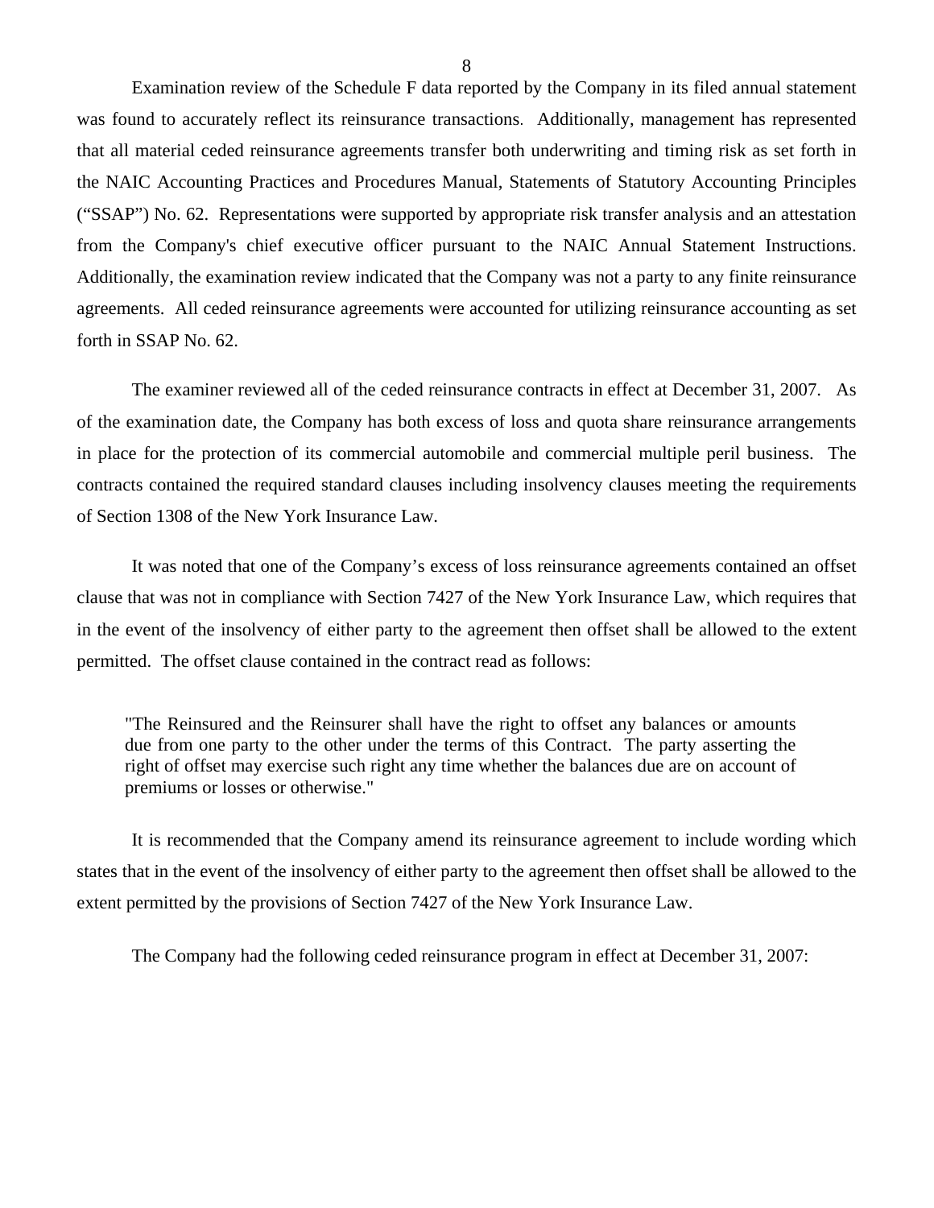Examination review of the Schedule F data reported by the Company in its filed annual statement was found to accurately reflect its reinsurance transactions. Additionally, management has represented that all material ceded reinsurance agreements transfer both underwriting and timing risk as set forth in the NAIC Accounting Practices and Procedures Manual, Statements of Statutory Accounting Principles ("SSAP") No. 62. Representations were supported by appropriate risk transfer analysis and an attestation from the Company's chief executive officer pursuant to the NAIC Annual Statement Instructions. Additionally, the examination review indicated that the Company was not a party to any finite reinsurance agreements. All ceded reinsurance agreements were accounted for utilizing reinsurance accounting as set forth in SSAP No. 62.

The examiner reviewed all of the ceded reinsurance contracts in effect at December 31, 2007. As of the examination date, the Company has both excess of loss and quota share reinsurance arrangements in place for the protection of its commercial automobile and commercial multiple peril business. The contracts contained the required standard clauses including insolvency clauses meeting the requirements of Section 1308 of the New York Insurance Law.

It was noted that one of the Company's excess of loss reinsurance agreements contained an offset clause that was not in compliance with Section 7427 of the New York Insurance Law, which requires that in the event of the insolvency of either party to the agreement then offset shall be allowed to the extent permitted. The offset clause contained in the contract read as follows:

> "The Reinsured and the Reinsurer shall have the right to offset any balances or amounts due from one party to the other under the terms of this Contract. The party asserting the right of offset may exercise such right any time whether the balances due are on account of premiums or losses or otherwise."

It is recommended that the Company amend its reinsurance agreement to include wording which states that in the event of the insolvency of either party to the agreement then offset shall be allowed to the extent permitted by the provisions of Section 7427 of the New York Insurance Law.

The Company had the following ceded reinsurance program in effect at December 31, 2007: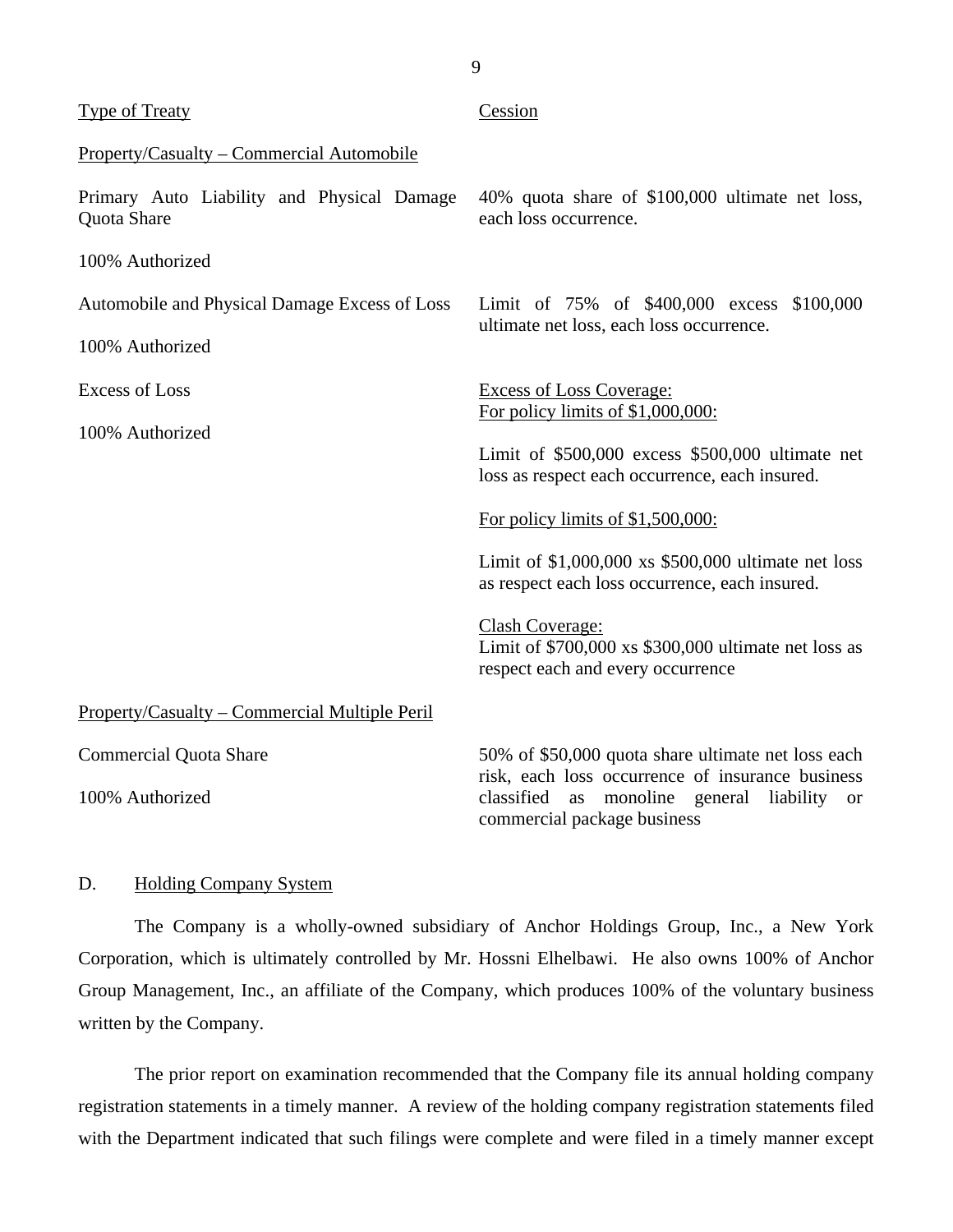| Type of Treaty | Cession |
|---|---|
| Property/Casualty – Commercial Automobile | |
| Primary Auto Liability and Physical Damage Quota Share<br><br>100% Authorized | 40% quota share of $100,000 ultimate net loss, each loss occurrence. |
| Automobile and Physical Damage Excess of Loss<br><br>100% Authorized | Limit of 75% of $400,000 excess $100,000 ultimate net loss, each loss occurrence. |
| Excess of Loss<br><br>100% Authorized | Excess of Loss Coverage:<br>For policy limits of $1,000,000:<br><br>Limit of $500,000 excess $500,000 ultimate net loss as respect each occurrence, each insured.<br><br>For policy limits of $1,500,000:<br><br>Limit of $1,000,000 xs $500,000 ultimate net loss as respect each loss occurrence, each insured.<br><br>Clash Coverage:<br>Limit of $700,000 xs $300,000 ultimate net loss as respect each and every occurrence |
| Property/Casualty – Commercial Multiple Peril | |
| Commercial Quota Share<br><br>100% Authorized | 50% of $50,000 quota share ultimate net loss each risk, each loss occurrence of insurance business classified as monoline general liability or commercial package business |

## D. Holding Company System

The Company is a wholly-owned subsidiary of Anchor Holdings Group, Inc., a New York Corporation, which is ultimately controlled by Mr. Hossni Elhelbawi. He also owns 100% of Anchor Group Management, Inc., an affiliate of the Company, which produces 100% of the voluntary business written by the Company.

The prior report on examination recommended that the Company file its annual holding company registration statements in a timely manner. A review of the holding company registration statements filed with the Department indicated that such filings were complete and were filed in a timely manner except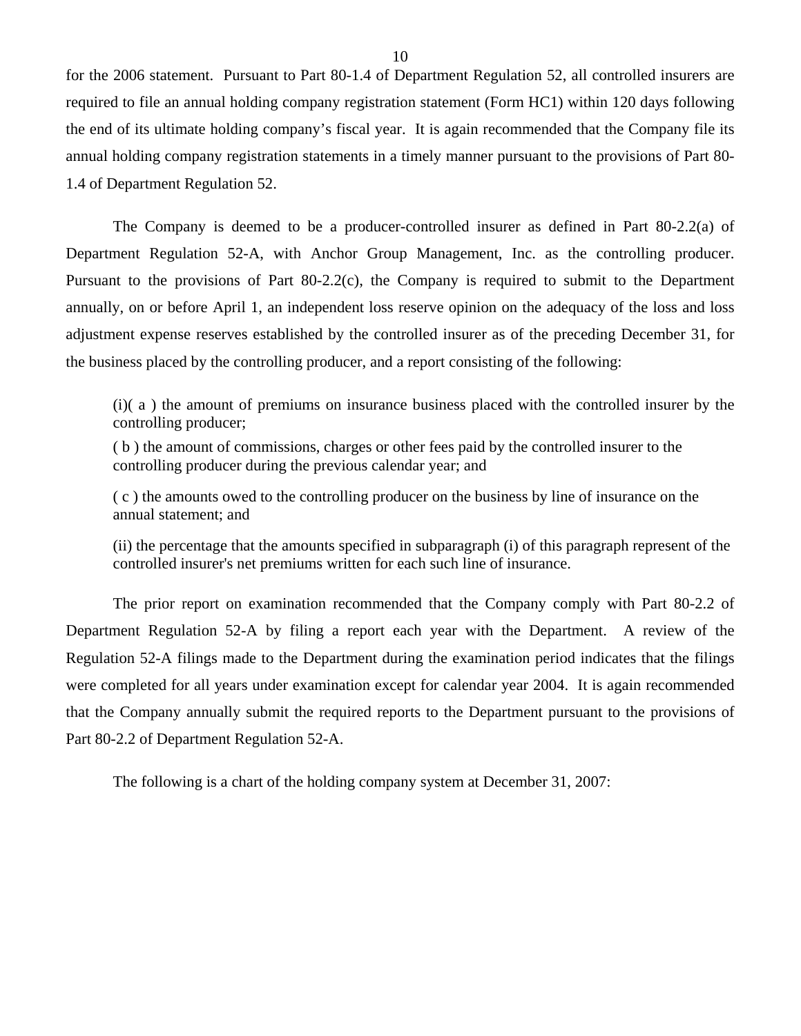for the 2006 statement. Pursuant to Part 80-1.4 of Department Regulation 52, all controlled insurers are required to file an annual holding company registration statement (Form HC1) within 120 days following the end of its ultimate holding company's fiscal year. It is again recommended that the Company file its annual holding company registration statements in a timely manner pursuant to the provisions of Part 80-1.4 of Department Regulation 52.

The Company is deemed to be a producer-controlled insurer as defined in Part 80-2.2(a) of Department Regulation 52-A, with Anchor Group Management, Inc. as the controlling producer. Pursuant to the provisions of Part 80-2.2(c), the Company is required to submit to the Department annually, on or before April 1, an independent loss reserve opinion on the adequacy of the loss and loss adjustment expense reserves established by the controlled insurer as of the preceding December 31, for the business placed by the controlling producer, and a report consisting of the following:

> (i)( a ) the amount of premiums on insurance business placed with the controlled insurer by the controlling producer;
>
> ( b ) the amount of commissions, charges or other fees paid by the controlled insurer to the controlling producer during the previous calendar year; and
>
> ( c ) the amounts owed to the controlling producer on the business by line of insurance on the annual statement; and
>
> (ii) the percentage that the amounts specified in subparagraph (i) of this paragraph represent of the controlled insurer's net premiums written for each such line of insurance.

The prior report on examination recommended that the Company comply with Part 80-2.2 of Department Regulation 52-A by filing a report each year with the Department. A review of the Regulation 52-A filings made to the Department during the examination period indicates that the filings were completed for all years under examination except for calendar year 2004. It is again recommended that the Company annually submit the required reports to the Department pursuant to the provisions of Part 80-2.2 of Department Regulation 52-A.

The following is a chart of the holding company system at December 31, 2007: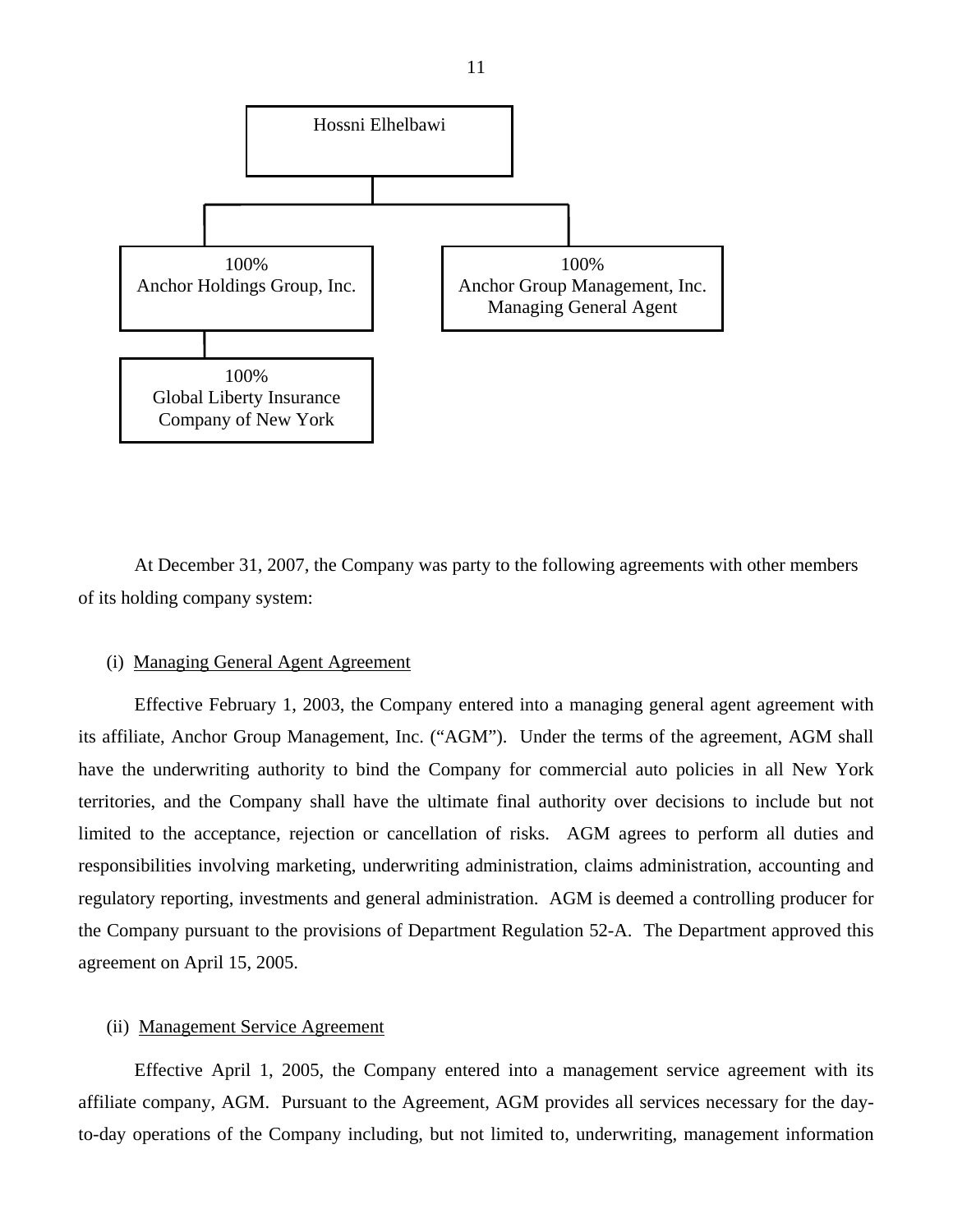Hossni Elhelbawi

- 100% Anchor Holdings Group, Inc.
  - 100% Global Liberty Insurance Company of New York
- 100% Anchor Group Management, Inc. Managing General Agent

At December 31, 2007, the Company was party to the following agreements with other members of its holding company system:

(i) Managing General Agent Agreement

Effective February 1, 2003, the Company entered into a managing general agent agreement with its affiliate, Anchor Group Management, Inc. ("AGM"). Under the terms of the agreement, AGM shall have the underwriting authority to bind the Company for commercial auto policies in all New York territories, and the Company shall have the ultimate final authority over decisions to include but not limited to the acceptance, rejection or cancellation of risks. AGM agrees to perform all duties and responsibilities involving marketing, underwriting administration, claims administration, accounting and regulatory reporting, investments and general administration. AGM is deemed a controlling producer for the Company pursuant to the provisions of Department Regulation 52-A. The Department approved this agreement on April 15, 2005.

(ii) Management Service Agreement

Effective April 1, 2005, the Company entered into a management service agreement with its affiliate company, AGM. Pursuant to the Agreement, AGM provides all services necessary for the day-to-day operations of the Company including, but not limited to, underwriting, management information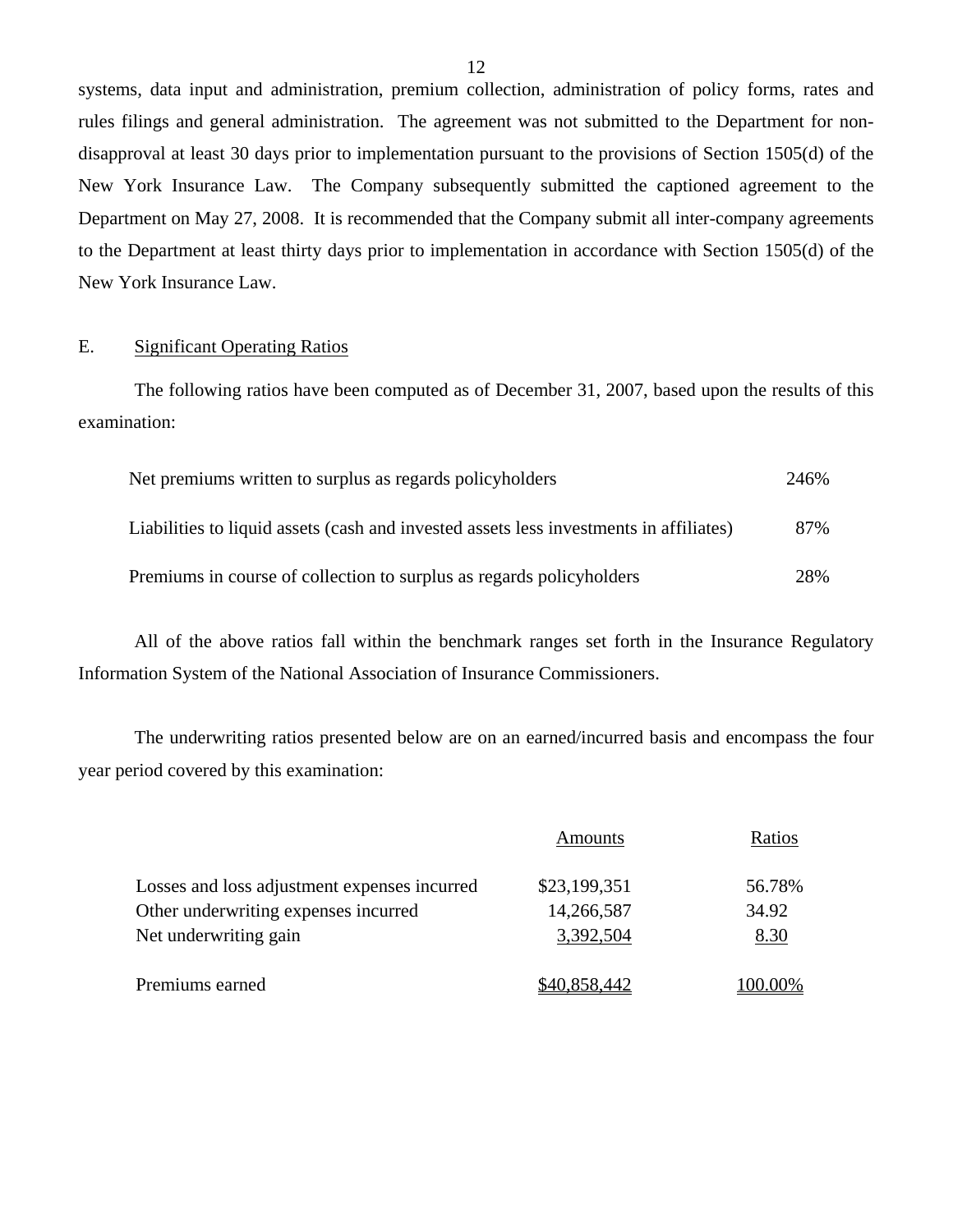systems, data input and administration, premium collection, administration of policy forms, rates and rules filings and general administration. The agreement was not submitted to the Department for non-disapproval at least 30 days prior to implementation pursuant to the provisions of Section 1505(d) of the New York Insurance Law. The Company subsequently submitted the captioned agreement to the Department on May 27, 2008. It is recommended that the Company submit all inter-company agreements to the Department at least thirty days prior to implementation in accordance with Section 1505(d) of the New York Insurance Law.

## E. Significant Operating Ratios

The following ratios have been computed as of December 31, 2007, based upon the results of this examination:

| | |
|---|---|
| Net premiums written to surplus as regards policyholders | 246% |
| Liabilities to liquid assets (cash and invested assets less investments in affiliates) | 87% |
| Premiums in course of collection to surplus as regards policyholders | 28% |

All of the above ratios fall within the benchmark ranges set forth in the Insurance Regulatory Information System of the National Association of Insurance Commissioners.

The underwriting ratios presented below are on an earned/incurred basis and encompass the four year period covered by this examination:

| | Amounts | Ratios |
|---|---|---|
| Losses and loss adjustment expenses incurred | $23,199,351 | 56.78% |
| Other underwriting expenses incurred | 14,266,587 | 34.92 |
| Net underwriting gain | 3,392,504 | 8.30 |
| Premiums earned | $40,858,442 | 100.00% |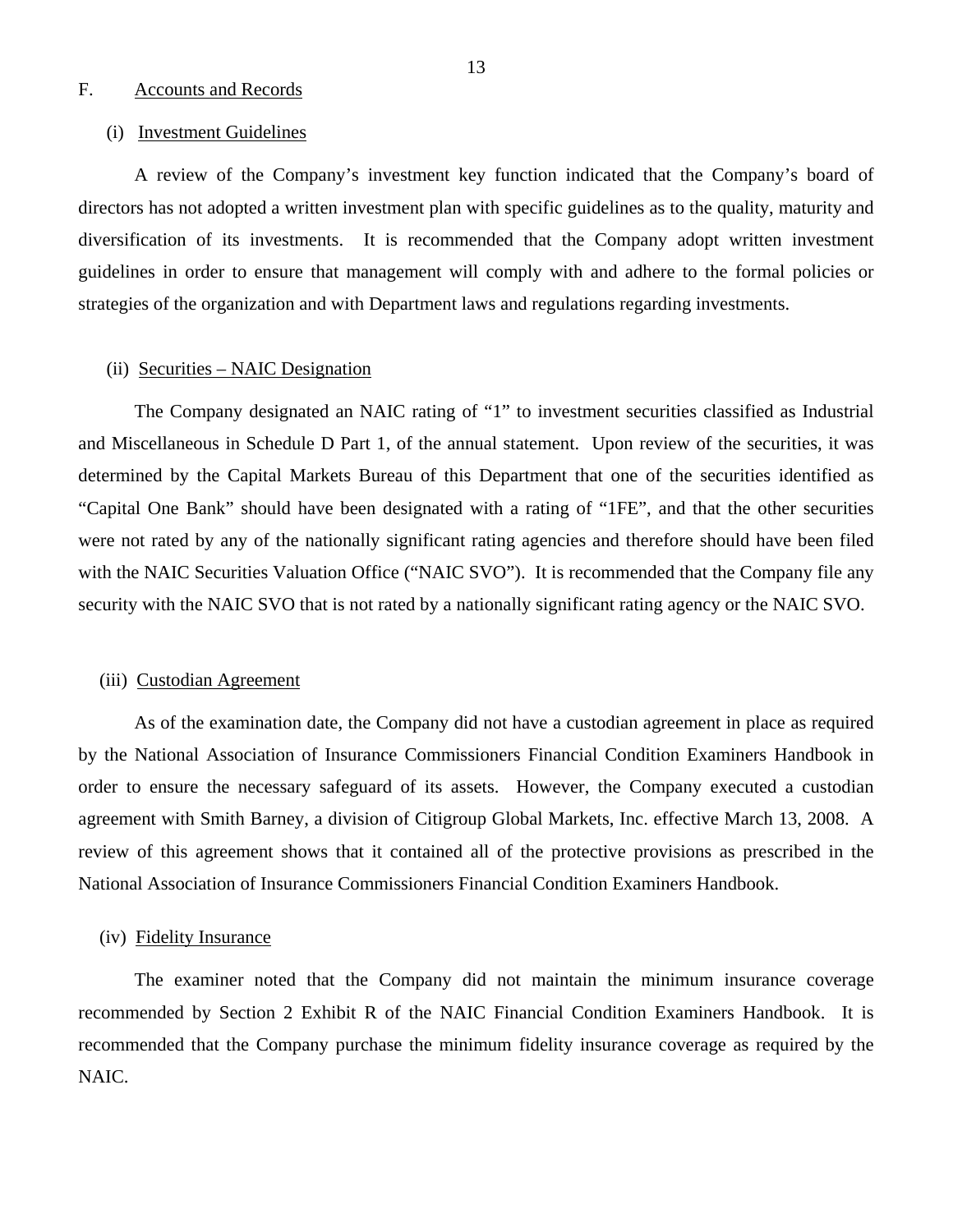## F. Accounts and Records

### (i) Investment Guidelines

A review of the Company's investment key function indicated that the Company's board of directors has not adopted a written investment plan with specific guidelines as to the quality, maturity and diversification of its investments. It is recommended that the Company adopt written investment guidelines in order to ensure that management will comply with and adhere to the formal policies or strategies of the organization and with Department laws and regulations regarding investments.

### (ii) Securities – NAIC Designation

The Company designated an NAIC rating of "1" to investment securities classified as Industrial and Miscellaneous in Schedule D Part 1, of the annual statement. Upon review of the securities, it was determined by the Capital Markets Bureau of this Department that one of the securities identified as "Capital One Bank" should have been designated with a rating of "1FE", and that the other securities were not rated by any of the nationally significant rating agencies and therefore should have been filed with the NAIC Securities Valuation Office ("NAIC SVO"). It is recommended that the Company file any security with the NAIC SVO that is not rated by a nationally significant rating agency or the NAIC SVO.

### (iii) Custodian Agreement

As of the examination date, the Company did not have a custodian agreement in place as required by the National Association of Insurance Commissioners Financial Condition Examiners Handbook in order to ensure the necessary safeguard of its assets. However, the Company executed a custodian agreement with Smith Barney, a division of Citigroup Global Markets, Inc. effective March 13, 2008. A review of this agreement shows that it contained all of the protective provisions as prescribed in the National Association of Insurance Commissioners Financial Condition Examiners Handbook.

### (iv) Fidelity Insurance

The examiner noted that the Company did not maintain the minimum insurance coverage recommended by Section 2 Exhibit R of the NAIC Financial Condition Examiners Handbook. It is recommended that the Company purchase the minimum fidelity insurance coverage as required by the NAIC.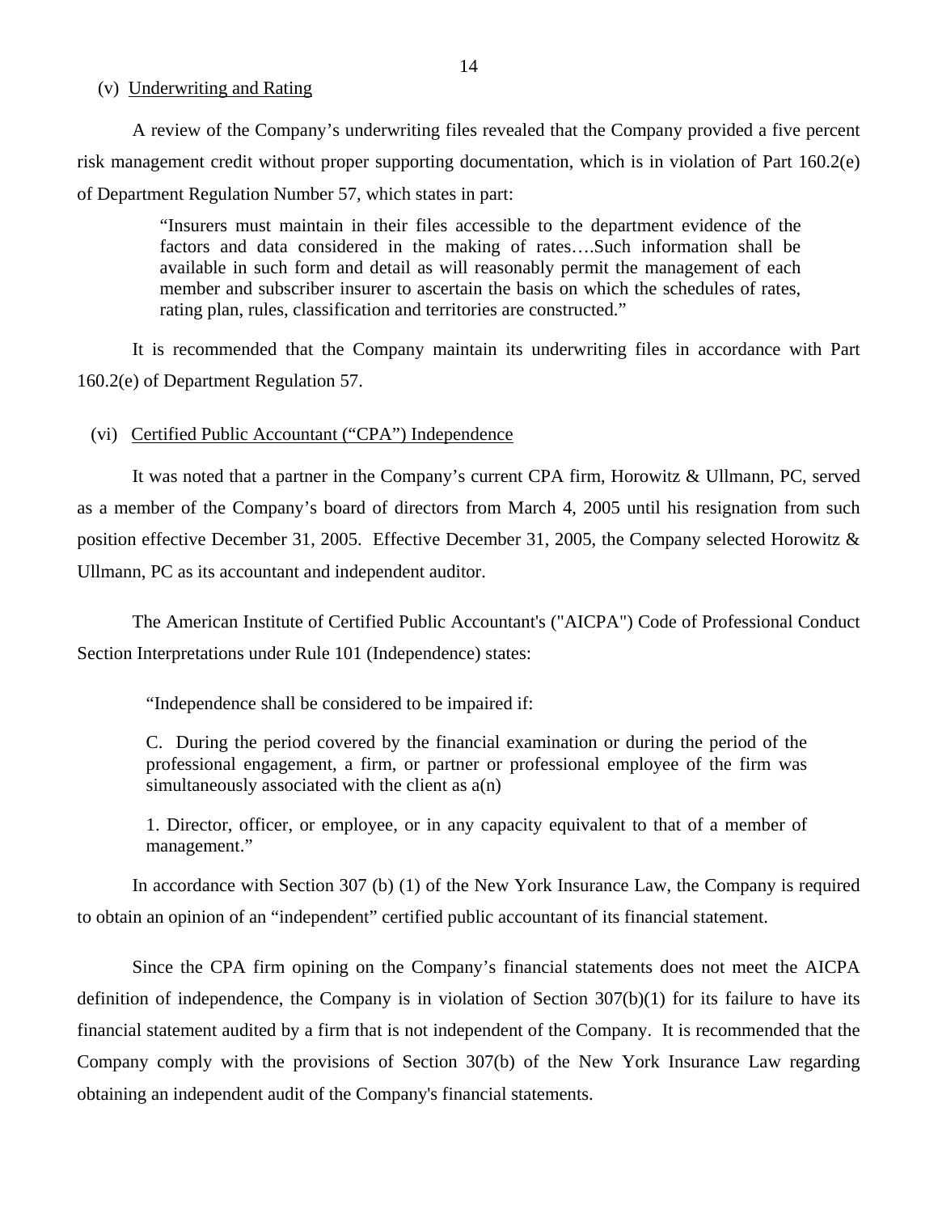(v) Underwriting and Rating

A review of the Company's underwriting files revealed that the Company provided a five percent risk management credit without proper supporting documentation, which is in violation of Part 160.2(e) of Department Regulation Number 57, which states in part:

> "Insurers must maintain in their files accessible to the department evidence of the factors and data considered in the making of rates….Such information shall be available in such form and detail as will reasonably permit the management of each member and subscriber insurer to ascertain the basis on which the schedules of rates, rating plan, rules, classification and territories are constructed."

It is recommended that the Company maintain its underwriting files in accordance with Part 160.2(e) of Department Regulation 57.

(vi) Certified Public Accountant ("CPA") Independence

It was noted that a partner in the Company's current CPA firm, Horowitz & Ullmann, PC, served as a member of the Company's board of directors from March 4, 2005 until his resignation from such position effective December 31, 2005. Effective December 31, 2005, the Company selected Horowitz & Ullmann, PC as its accountant and independent auditor.

The American Institute of Certified Public Accountant's ("AICPA") Code of Professional Conduct Section Interpretations under Rule 101 (Independence) states:

> "Independence shall be considered to be impaired if:
>
> C. During the period covered by the financial examination or during the period of the professional engagement, a firm, or partner or professional employee of the firm was simultaneously associated with the client as a(n)
>
> 1. Director, officer, or employee, or in any capacity equivalent to that of a member of management."

In accordance with Section 307 (b) (1) of the New York Insurance Law, the Company is required to obtain an opinion of an "independent" certified public accountant of its financial statement.

Since the CPA firm opining on the Company's financial statements does not meet the AICPA definition of independence, the Company is in violation of Section 307(b)(1) for its failure to have its financial statement audited by a firm that is not independent of the Company. It is recommended that the Company comply with the provisions of Section 307(b) of the New York Insurance Law regarding obtaining an independent audit of the Company's financial statements.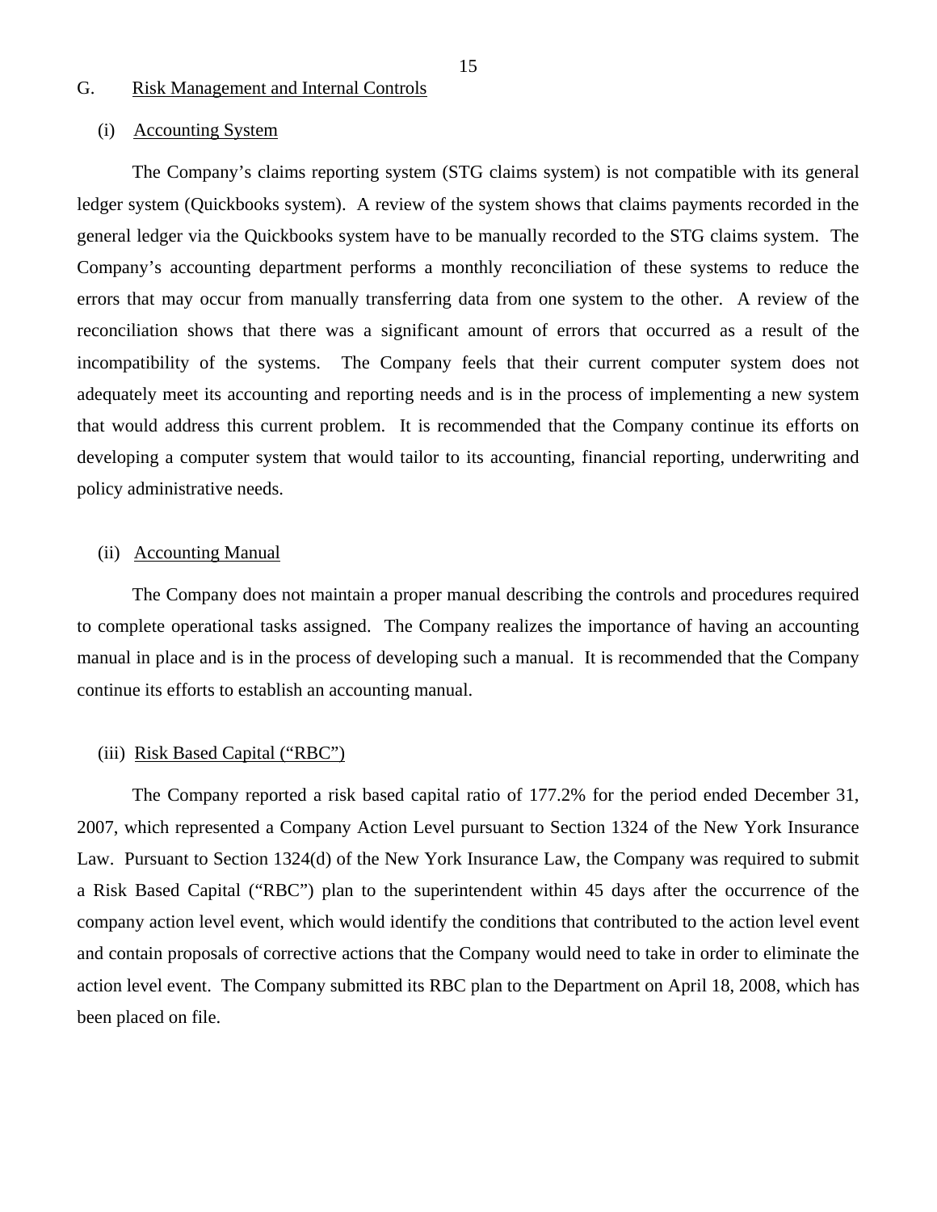## G. Risk Management and Internal Controls

### (i) Accounting System

The Company's claims reporting system (STG claims system) is not compatible with its general ledger system (Quickbooks system). A review of the system shows that claims payments recorded in the general ledger via the Quickbooks system have to be manually recorded to the STG claims system. The Company's accounting department performs a monthly reconciliation of these systems to reduce the errors that may occur from manually transferring data from one system to the other. A review of the reconciliation shows that there was a significant amount of errors that occurred as a result of the incompatibility of the systems. The Company feels that their current computer system does not adequately meet its accounting and reporting needs and is in the process of implementing a new system that would address this current problem. It is recommended that the Company continue its efforts on developing a computer system that would tailor to its accounting, financial reporting, underwriting and policy administrative needs.

### (ii) Accounting Manual

The Company does not maintain a proper manual describing the controls and procedures required to complete operational tasks assigned. The Company realizes the importance of having an accounting manual in place and is in the process of developing such a manual. It is recommended that the Company continue its efforts to establish an accounting manual.

### (iii) Risk Based Capital ("RBC")

The Company reported a risk based capital ratio of 177.2% for the period ended December 31, 2007, which represented a Company Action Level pursuant to Section 1324 of the New York Insurance Law. Pursuant to Section 1324(d) of the New York Insurance Law, the Company was required to submit a Risk Based Capital ("RBC") plan to the superintendent within 45 days after the occurrence of the company action level event, which would identify the conditions that contributed to the action level event and contain proposals of corrective actions that the Company would need to take in order to eliminate the action level event. The Company submitted its RBC plan to the Department on April 18, 2008, which has been placed on file.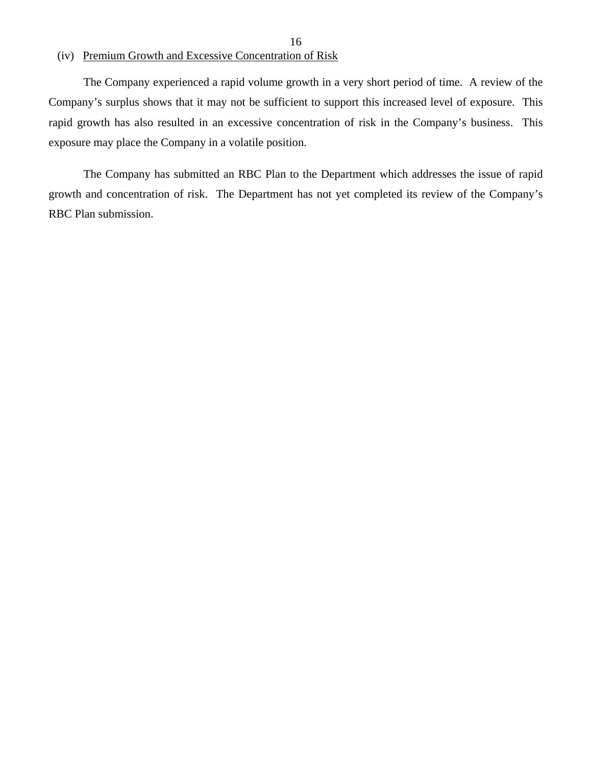(iv) Premium Growth and Excessive Concentration of Risk

The Company experienced a rapid volume growth in a very short period of time. A review of the Company's surplus shows that it may not be sufficient to support this increased level of exposure. This rapid growth has also resulted in an excessive concentration of risk in the Company's business. This exposure may place the Company in a volatile position.

The Company has submitted an RBC Plan to the Department which addresses the issue of rapid growth and concentration of risk. The Department has not yet completed its review of the Company's RBC Plan submission.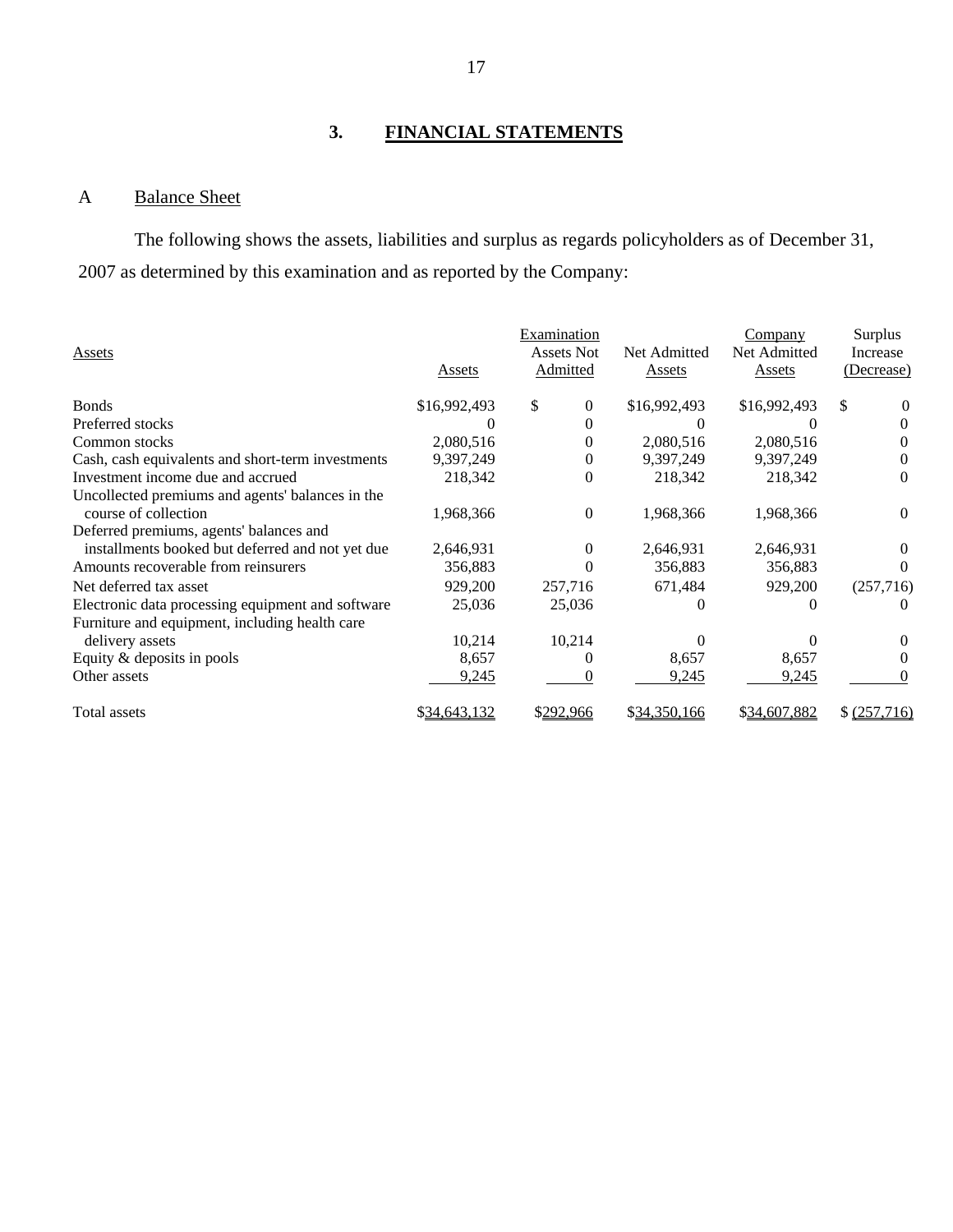## 3. FINANCIAL STATEMENTS

### A Balance Sheet

The following shows the assets, liabilities and surplus as regards policyholders as of December 31, 2007 as determined by this examination and as reported by the Company:

| Assets | Assets | Examination Assets Not Admitted | Net Admitted Assets | Company Net Admitted Assets | Surplus Increase (Decrease) |
|---|---|---|---|---|---|
| Bonds | $16,992,493 | $ 0 | $16,992,493 | $16,992,493 | $ 0 |
| Preferred stocks | 0 | 0 | 0 | 0 | 0 |
| Common stocks | 2,080,516 | 0 | 2,080,516 | 2,080,516 | 0 |
| Cash, cash equivalents and short-term investments | 9,397,249 | 0 | 9,397,249 | 9,397,249 | 0 |
| Investment income due and accrued | 218,342 | 0 | 218,342 | 218,342 | 0 |
| Uncollected premiums and agents' balances in the course of collection | 1,968,366 | 0 | 1,968,366 | 1,968,366 | 0 |
| Deferred premiums, agents' balances and installments booked but deferred and not yet due | 2,646,931 | 0 | 2,646,931 | 2,646,931 | 0 |
| Amounts recoverable from reinsurers | 356,883 | 0 | 356,883 | 356,883 | 0 |
| Net deferred tax asset | 929,200 | 257,716 | 671,484 | 929,200 | (257,716) |
| Electronic data processing equipment and software | 25,036 | 25,036 | 0 | 0 | 0 |
| Furniture and equipment, including health care delivery assets | 10,214 | 10,214 | 0 | 0 | 0 |
| Equity & deposits in pools | 8,657 | 0 | 8,657 | 8,657 | 0 |
| Other assets | 9,245 | 0 | 9,245 | 9,245 | 0 |
| Total assets | $34,643,132 | $292,966 | $34,350,166 | $34,607,882 | $ (257,716) |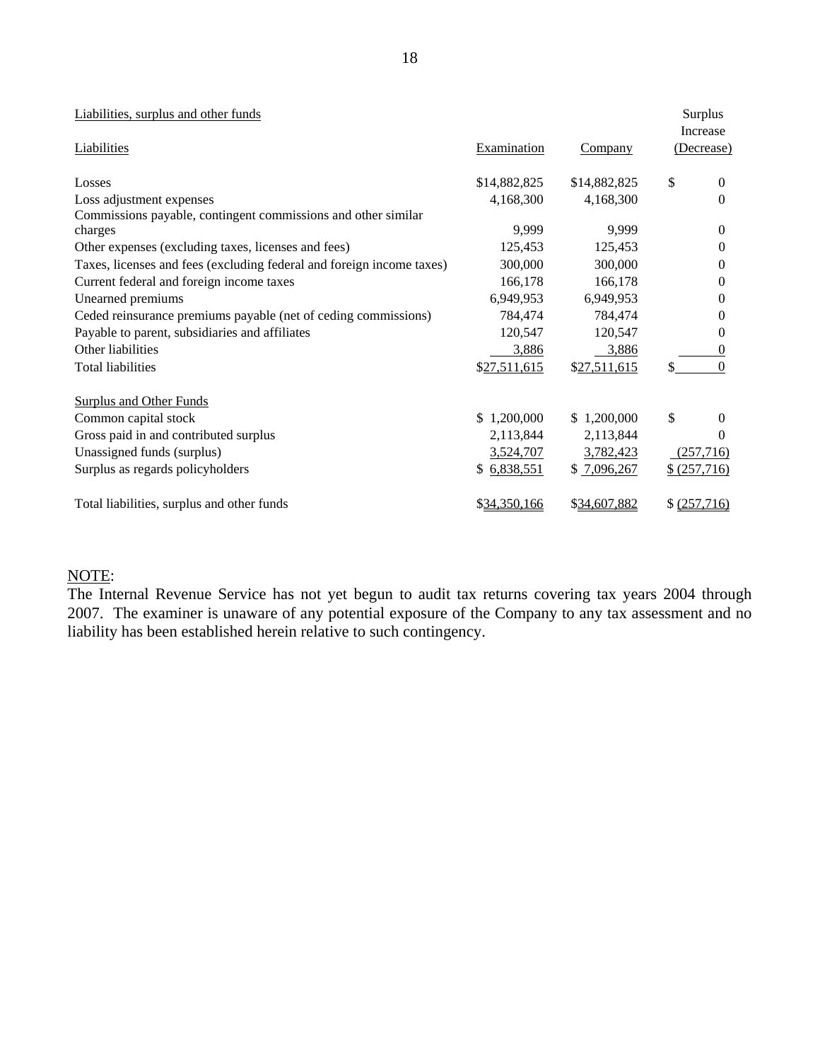| Liabilities, surplus and other funds | | | Surplus Increase |
|---|---|---|---|
| Liabilities | Examination | Company | (Decrease) |
| Losses | $14,882,825 | $14,882,825 | $ 0 |
| Loss adjustment expenses | 4,168,300 | 4,168,300 | 0 |
| Commissions payable, contingent commissions and other similar charges | 9,999 | 9,999 | 0 |
| Other expenses (excluding taxes, licenses and fees) | 125,453 | 125,453 | 0 |
| Taxes, licenses and fees (excluding federal and foreign income taxes) | 300,000 | 300,000 | 0 |
| Current federal and foreign income taxes | 166,178 | 166,178 | 0 |
| Unearned premiums | 6,949,953 | 6,949,953 | 0 |
| Ceded reinsurance premiums payable (net of ceding commissions) | 784,474 | 784,474 | 0 |
| Payable to parent, subsidiaries and affiliates | 120,547 | 120,547 | 0 |
| Other liabilities | 3,886 | 3,886 | 0 |
| Total liabilities | $27,511,615 | $27,511,615 | $ 0 |
| | | | |
| Surplus and Other Funds | | | |
| Common capital stock | $ 1,200,000 | $ 1,200,000 | $ 0 |
| Gross paid in and contributed surplus | 2,113,844 | 2,113,844 | 0 |
| Unassigned funds (surplus) | 3,524,707 | 3,782,423 | (257,716) |
| Surplus as regards policyholders | $ 6,838,551 | $ 7,096,267 | $ (257,716) |
| | | | |
| Total liabilities, surplus and other funds | $34,350,166 | $34,607,882 | $ (257,716) |

NOTE:

The Internal Revenue Service has not yet begun to audit tax returns covering tax years 2004 through 2007. The examiner is unaware of any potential exposure of the Company to any tax assessment and no liability has been established herein relative to such contingency.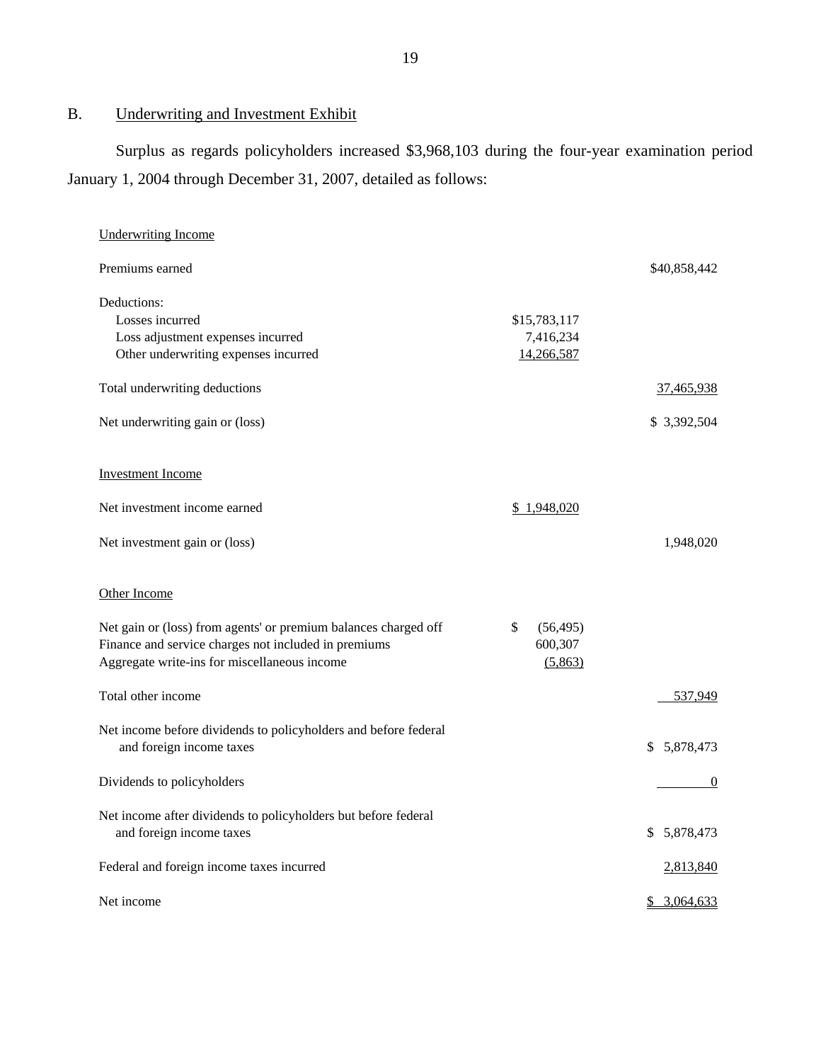## B. Underwriting and Investment Exhibit

Surplus as regards policyholders increased $3,968,103 during the four-year examination period January 1, 2004 through December 31, 2007, detailed as follows:

| | | |
|---|---|---|
| Underwriting Income | | |
| Premiums earned | | $40,858,442 |
| Deductions: | | |
| Losses incurred | $15,783,117 | |
| Loss adjustment expenses incurred | 7,416,234 | |
| Other underwriting expenses incurred | 14,266,587 | |
| Total underwriting deductions | | 37,465,938 |
| Net underwriting gain or (loss) | | $ 3,392,504 |
| Investment Income | | |
| Net investment income earned | $ 1,948,020 | |
| Net investment gain or (loss) | | 1,948,020 |
| Other Income | | |
| Net gain or (loss) from agents' or premium balances charged off | $ (56,495) | |
| Finance and service charges not included in premiums | 600,307 | |
| Aggregate write-ins for miscellaneous income | (5,863) | |
| Total other income | | 537,949 |
| Net income before dividends to policyholders and before federal and foreign income taxes | | $ 5,878,473 |
| Dividends to policyholders | | 0 |
| Net income after dividends to policyholders but before federal and foreign income taxes | | $ 5,878,473 |
| Federal and foreign income taxes incurred | | 2,813,840 |
| Net income | | $ 3,064,633 |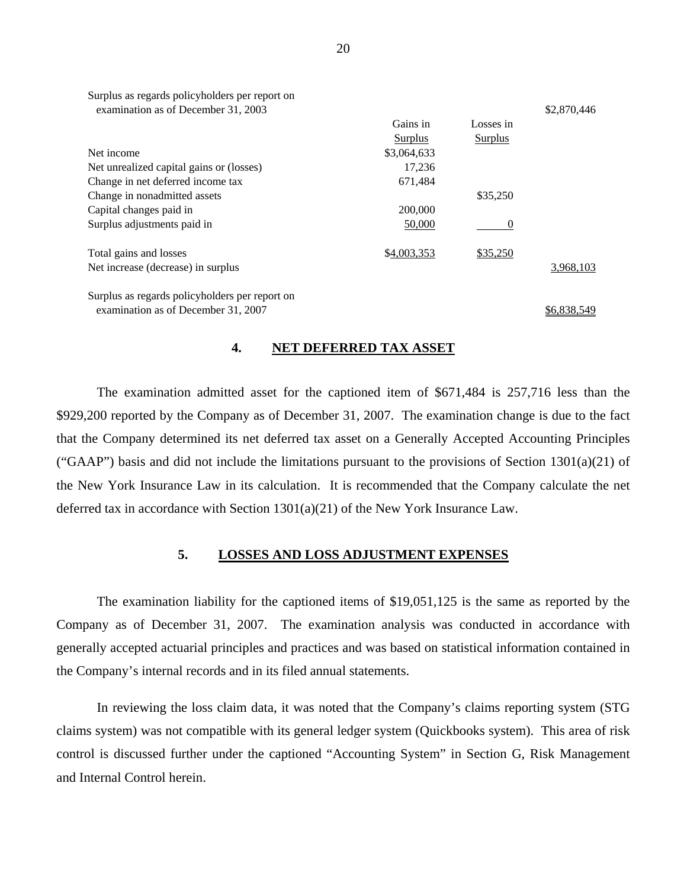| Surplus as regards policyholders per report on examination as of December 31, 2003 | | | $2,870,446 |
|---|---|---|---|
| | Gains in Surplus | Losses in Surplus | |
| Net income | $3,064,633 | | |
| Net unrealized capital gains or (losses) | 17,236 | | |
| Change in net deferred income tax | 671,484 | | |
| Change in nonadmitted assets | | $35,250 | |
| Capital changes paid in | 200,000 | | |
| Surplus adjustments paid in | 50,000 | 0 | |
| Total gains and losses | $4,003,353 | $35,250 | |
| Net increase (decrease) in surplus | | | 3,968,103 |
| Surplus as regards policyholders per report on examination as of December 31, 2007 | | | $6,838,549 |

## 4. NET DEFERRED TAX ASSET

The examination admitted asset for the captioned item of $671,484 is 257,716 less than the $929,200 reported by the Company as of December 31, 2007. The examination change is due to the fact that the Company determined its net deferred tax asset on a Generally Accepted Accounting Principles ("GAAP") basis and did not include the limitations pursuant to the provisions of Section 1301(a)(21) of the New York Insurance Law in its calculation. It is recommended that the Company calculate the net deferred tax in accordance with Section 1301(a)(21) of the New York Insurance Law.

## 5. LOSSES AND LOSS ADJUSTMENT EXPENSES

The examination liability for the captioned items of $19,051,125 is the same as reported by the Company as of December 31, 2007. The examination analysis was conducted in accordance with generally accepted actuarial principles and practices and was based on statistical information contained in the Company's internal records and in its filed annual statements.

In reviewing the loss claim data, it was noted that the Company's claims reporting system (STG claims system) was not compatible with its general ledger system (Quickbooks system). This area of risk control is discussed further under the captioned "Accounting System" in Section G, Risk Management and Internal Control herein.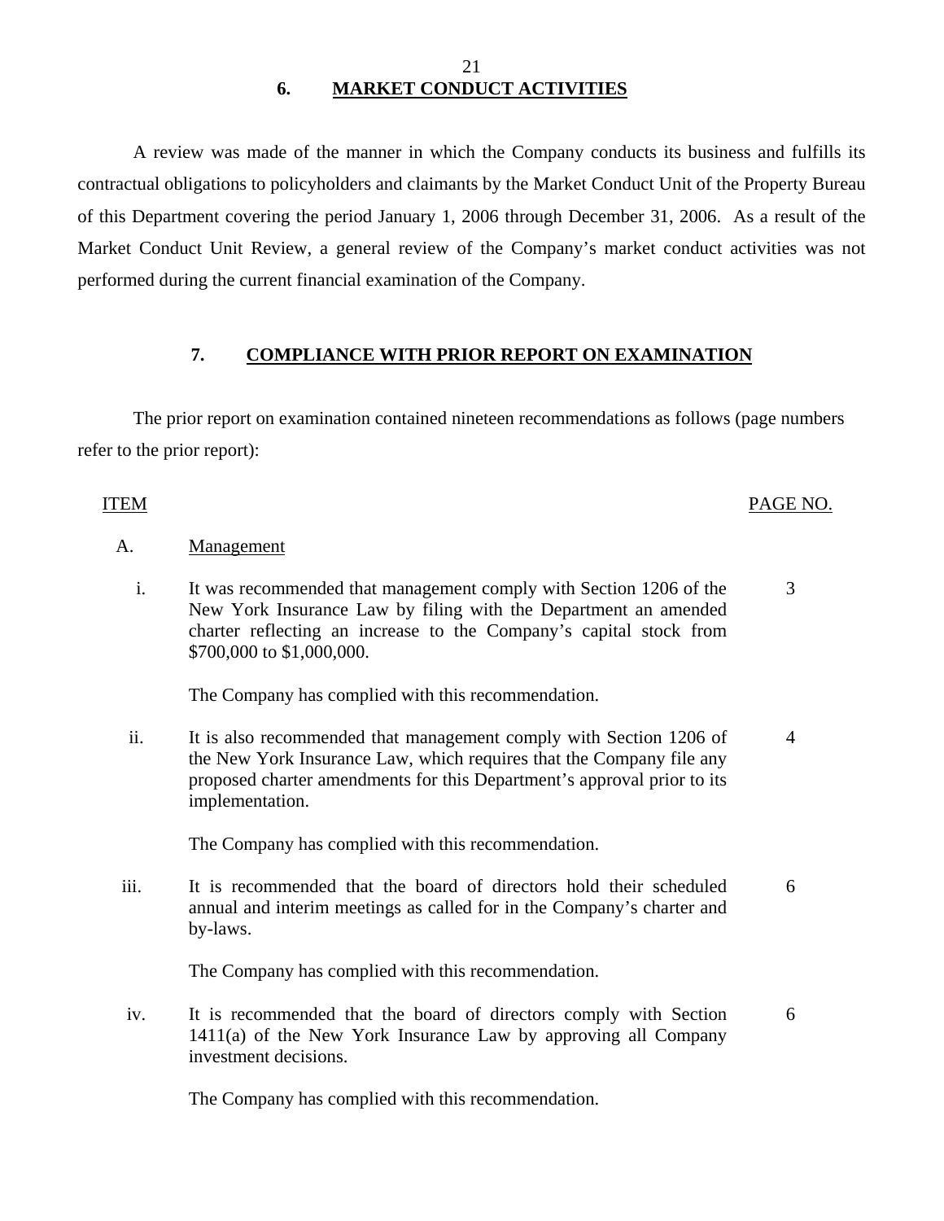## 6. MARKET CONDUCT ACTIVITIES

A review was made of the manner in which the Company conducts its business and fulfills its contractual obligations to policyholders and claimants by the Market Conduct Unit of the Property Bureau of this Department covering the period January 1, 2006 through December 31, 2006. As a result of the Market Conduct Unit Review, a general review of the Company's market conduct activities was not performed during the current financial examination of the Company.

## 7. COMPLIANCE WITH PRIOR REPORT ON EXAMINATION

The prior report on examination contained nineteen recommendations as follows (page numbers refer to the prior report):

| ITEM | | PAGE NO. |
|---|---|---|
| A. | Management | |
| i. | It was recommended that management comply with Section 1206 of the New York Insurance Law by filing with the Department an amended charter reflecting an increase to the Company's capital stock from $700,000 to $1,000,000.<br><br>The Company has complied with this recommendation. | 3 |
| ii. | It is also recommended that management comply with Section 1206 of the New York Insurance Law, which requires that the Company file any proposed charter amendments for this Department's approval prior to its implementation.<br><br>The Company has complied with this recommendation. | 4 |
| iii. | It is recommended that the board of directors hold their scheduled annual and interim meetings as called for in the Company's charter and by-laws.<br><br>The Company has complied with this recommendation. | 6 |
| iv. | It is recommended that the board of directors comply with Section 1411(a) of the New York Insurance Law by approving all Company investment decisions.<br><br>The Company has complied with this recommendation. | 6 |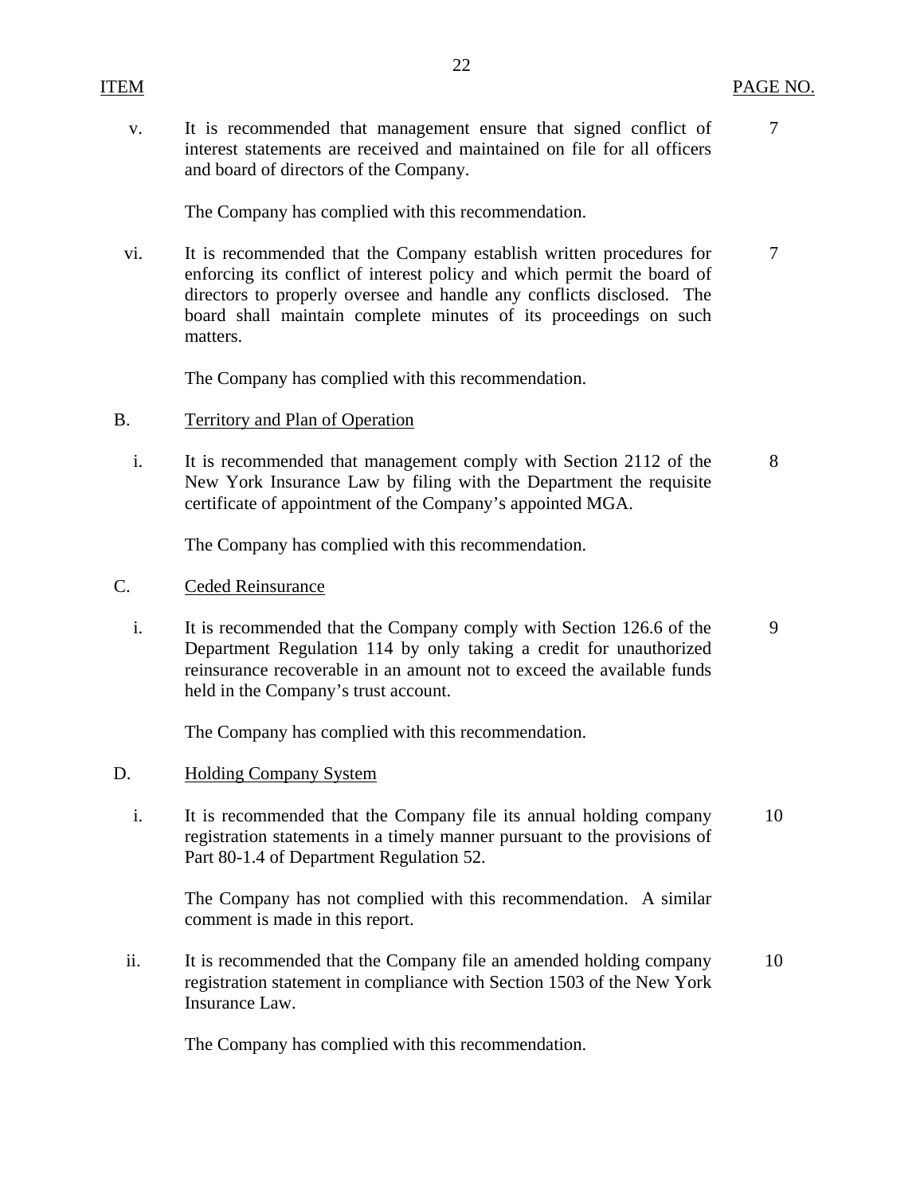| ITEM | | PAGE NO. |
|---|---|---|
| v. | It is recommended that management ensure that signed conflict of interest statements are received and maintained on file for all officers and board of directors of the Company. | 7 |
| | The Company has complied with this recommendation. | |
| vi. | It is recommended that the Company establish written procedures for enforcing its conflict of interest policy and which permit the board of directors to properly oversee and handle any conflicts disclosed. The board shall maintain complete minutes of its proceedings on such matters. | 7 |
| | The Company has complied with this recommendation. | |
| B. | <u>Territory and Plan of Operation</u> | |
| i. | It is recommended that management comply with Section 2112 of the New York Insurance Law by filing with the Department the requisite certificate of appointment of the Company's appointed MGA. | 8 |
| | The Company has complied with this recommendation. | |
| C. | <u>Ceded Reinsurance</u> | |
| i. | It is recommended that the Company comply with Section 126.6 of the Department Regulation 114 by only taking a credit for unauthorized reinsurance recoverable in an amount not to exceed the available funds held in the Company's trust account. | 9 |
| | The Company has complied with this recommendation. | |
| D. | <u>Holding Company System</u> | |
| i. | It is recommended that the Company file its annual holding company registration statements in a timely manner pursuant to the provisions of Part 80-1.4 of Department Regulation 52. | 10 |
| | The Company has not complied with this recommendation. A similar comment is made in this report. | |
| ii. | It is recommended that the Company file an amended holding company registration statement in compliance with Section 1503 of the New York Insurance Law. | 10 |
| | The Company has complied with this recommendation. | |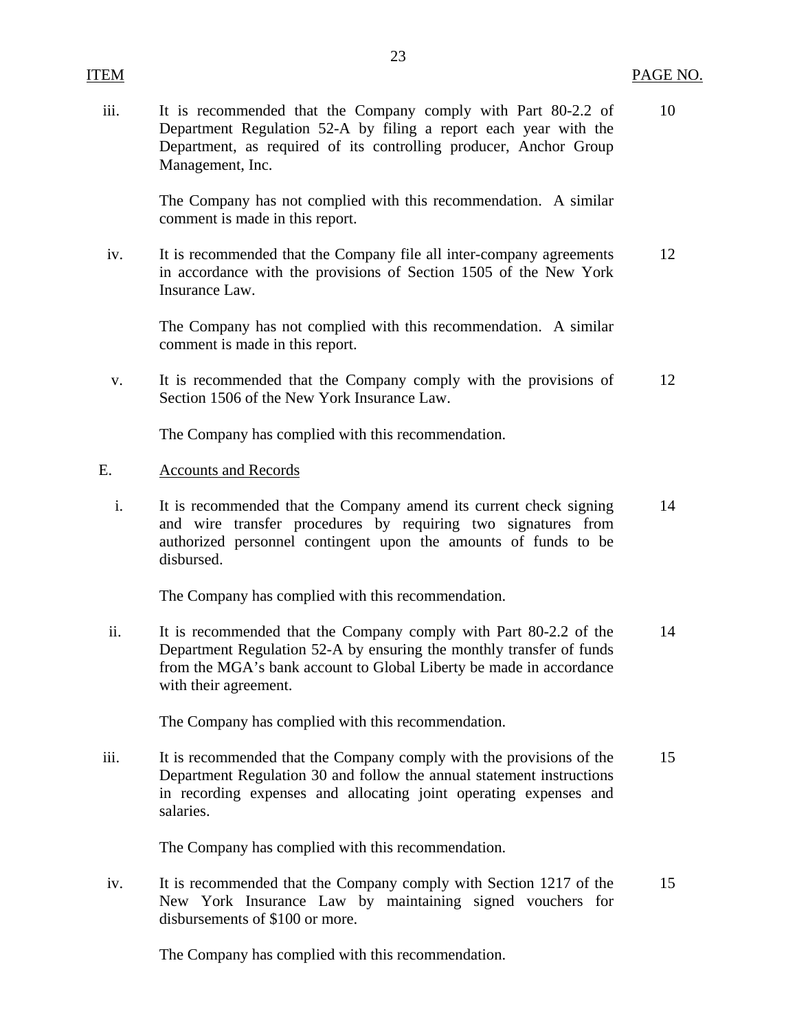| ITEM | | PAGE NO. |
|---|---|---|
| iii. | It is recommended that the Company comply with Part 80-2.2 of Department Regulation 52-A by filing a report each year with the Department, as required of its controlling producer, Anchor Group Management, Inc. | 10 |
| | The Company has not complied with this recommendation. A similar comment is made in this report. | |
| iv. | It is recommended that the Company file all inter-company agreements in accordance with the provisions of Section 1505 of the New York Insurance Law. | 12 |
| | The Company has not complied with this recommendation. A similar comment is made in this report. | |
| v. | It is recommended that the Company comply with the provisions of Section 1506 of the New York Insurance Law. | 12 |
| | The Company has complied with this recommendation. | |
| E. | Accounts and Records | |
| i. | It is recommended that the Company amend its current check signing and wire transfer procedures by requiring two signatures from authorized personnel contingent upon the amounts of funds to be disbursed. | 14 |
| | The Company has complied with this recommendation. | |
| ii. | It is recommended that the Company comply with Part 80-2.2 of the Department Regulation 52-A by ensuring the monthly transfer of funds from the MGA's bank account to Global Liberty be made in accordance with their agreement. | 14 |
| | The Company has complied with this recommendation. | |
| iii. | It is recommended that the Company comply with the provisions of the Department Regulation 30 and follow the annual statement instructions in recording expenses and allocating joint operating expenses and salaries. | 15 |
| | The Company has complied with this recommendation. | |
| iv. | It is recommended that the Company comply with Section 1217 of the New York Insurance Law by maintaining signed vouchers for disbursements of $100 or more. | 15 |
| | The Company has complied with this recommendation. | |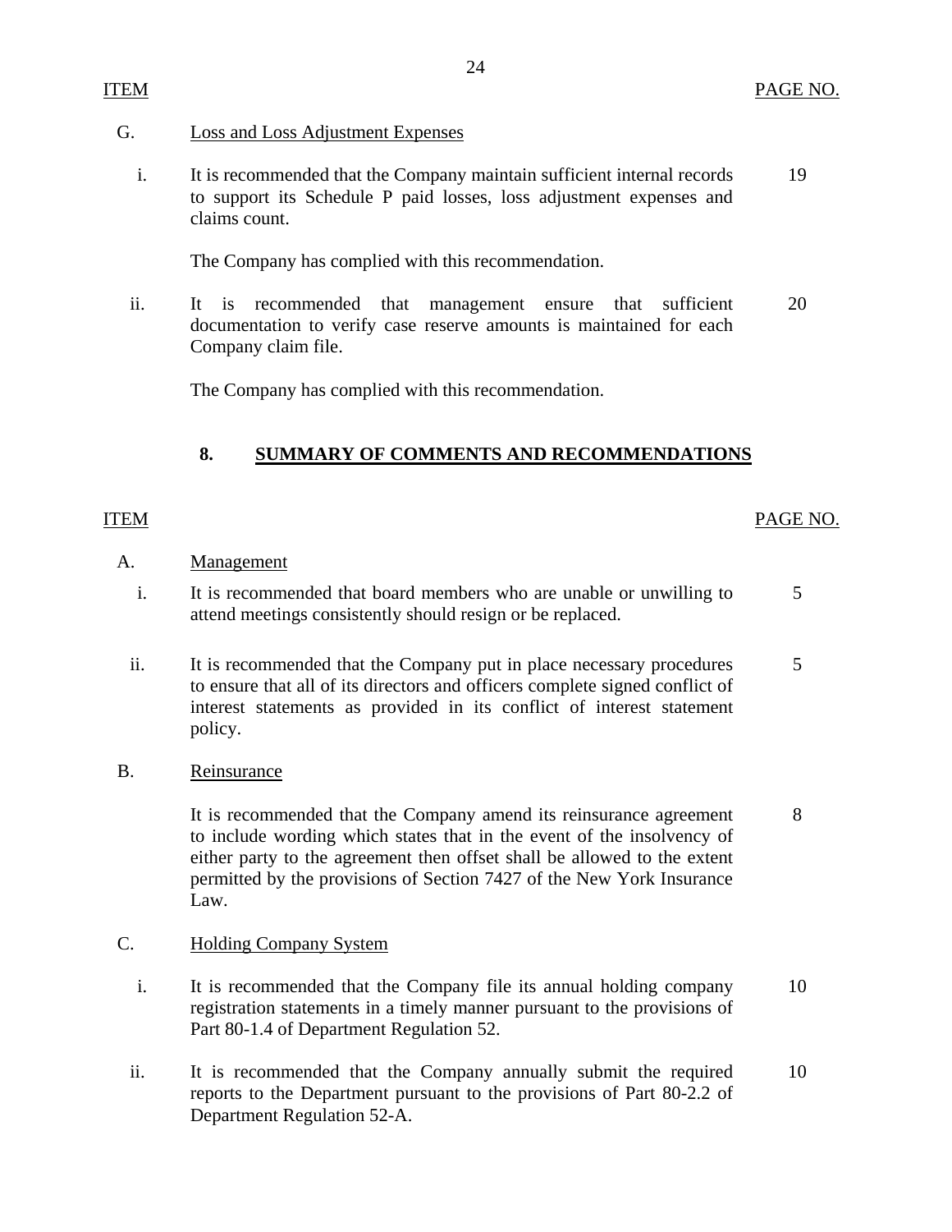| ITEM | | PAGE NO. |
|---|---|---|
| G. | Loss and Loss Adjustment Expenses | |
| i. | It is recommended that the Company maintain sufficient internal records to support its Schedule P paid losses, loss adjustment expenses and claims count.<br><br>The Company has complied with this recommendation. | 19 |
| ii. | It is recommended that management ensure that sufficient documentation to verify case reserve amounts is maintained for each Company claim file.<br><br>The Company has complied with this recommendation. | 20 |

## 8. SUMMARY OF COMMENTS AND RECOMMENDATIONS

| ITEM | | PAGE NO. |
|---|---|---|
| A. | Management | |
| i. | It is recommended that board members who are unable or unwilling to attend meetings consistently should resign or be replaced. | 5 |
| ii. | It is recommended that the Company put in place necessary procedures to ensure that all of its directors and officers complete signed conflict of interest statements as provided in its conflict of interest statement policy. | 5 |
| B. | Reinsurance | |
| | It is recommended that the Company amend its reinsurance agreement to include wording which states that in the event of the insolvency of either party to the agreement then offset shall be allowed to the extent permitted by the provisions of Section 7427 of the New York Insurance Law. | 8 |
| C. | Holding Company System | |
| i. | It is recommended that the Company file its annual holding company registration statements in a timely manner pursuant to the provisions of Part 80-1.4 of Department Regulation 52. | 10 |
| ii. | It is recommended that the Company annually submit the required reports to the Department pursuant to the provisions of Part 80-2.2 of Department Regulation 52-A. | 10 |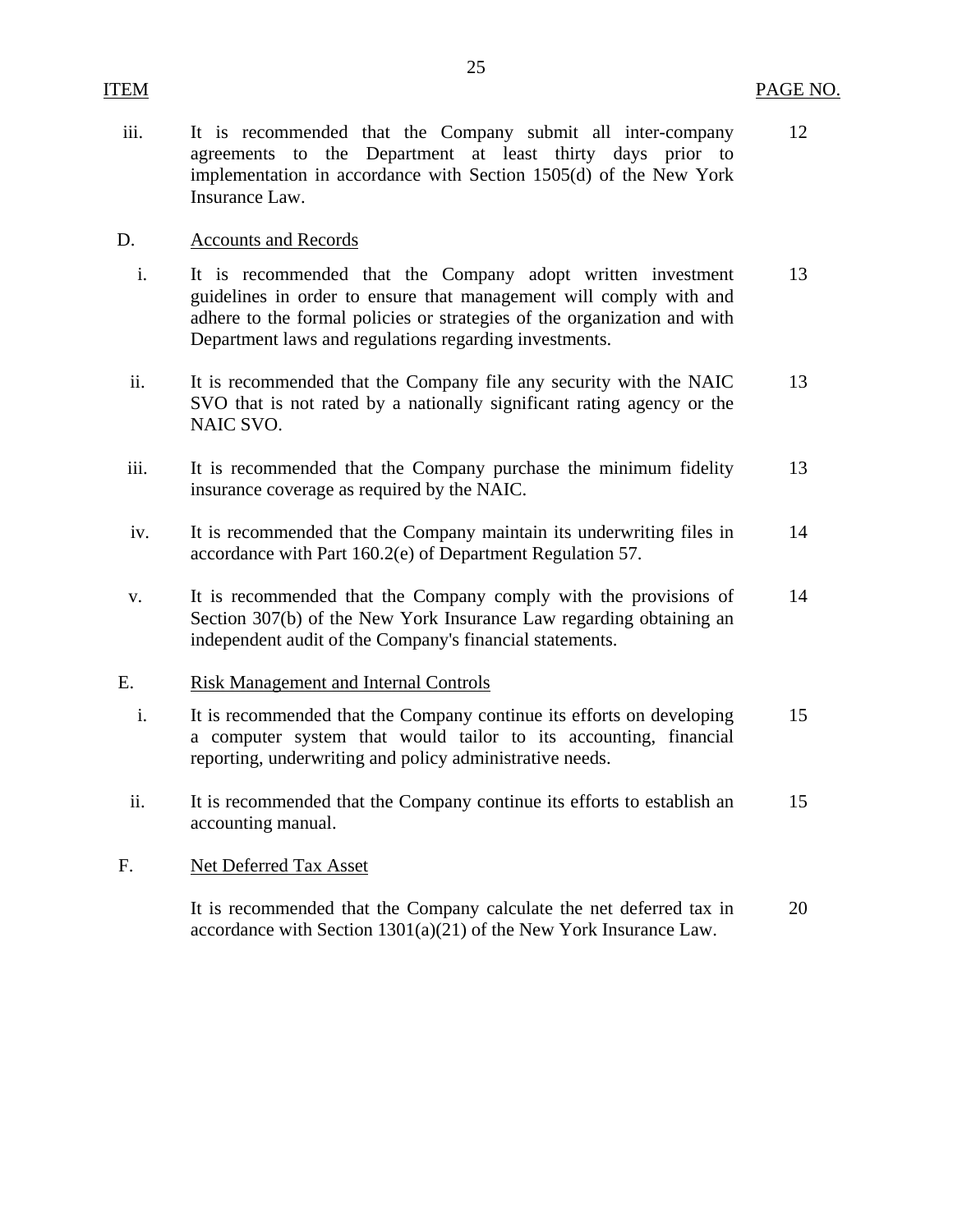| ITEM | | PAGE NO. |
|---|---|---|
| iii. | It is recommended that the Company submit all inter-company agreements to the Department at least thirty days prior to implementation in accordance with Section 1505(d) of the New York Insurance Law. | 12 |
| D. | Accounts and Records | |
| i. | It is recommended that the Company adopt written investment guidelines in order to ensure that management will comply with and adhere to the formal policies or strategies of the organization and with Department laws and regulations regarding investments. | 13 |
| ii. | It is recommended that the Company file any security with the NAIC SVO that is not rated by a nationally significant rating agency or the NAIC SVO. | 13 |
| iii. | It is recommended that the Company purchase the minimum fidelity insurance coverage as required by the NAIC. | 13 |
| iv. | It is recommended that the Company maintain its underwriting files in accordance with Part 160.2(e) of Department Regulation 57. | 14 |
| v. | It is recommended that the Company comply with the provisions of Section 307(b) of the New York Insurance Law regarding obtaining an independent audit of the Company's financial statements. | 14 |
| E. | Risk Management and Internal Controls | |
| i. | It is recommended that the Company continue its efforts on developing a computer system that would tailor to its accounting, financial reporting, underwriting and policy administrative needs. | 15 |
| ii. | It is recommended that the Company continue its efforts to establish an accounting manual. | 15 |
| F. | Net Deferred Tax Asset | |
| | It is recommended that the Company calculate the net deferred tax in accordance with Section 1301(a)(21) of the New York Insurance Law. | 20 |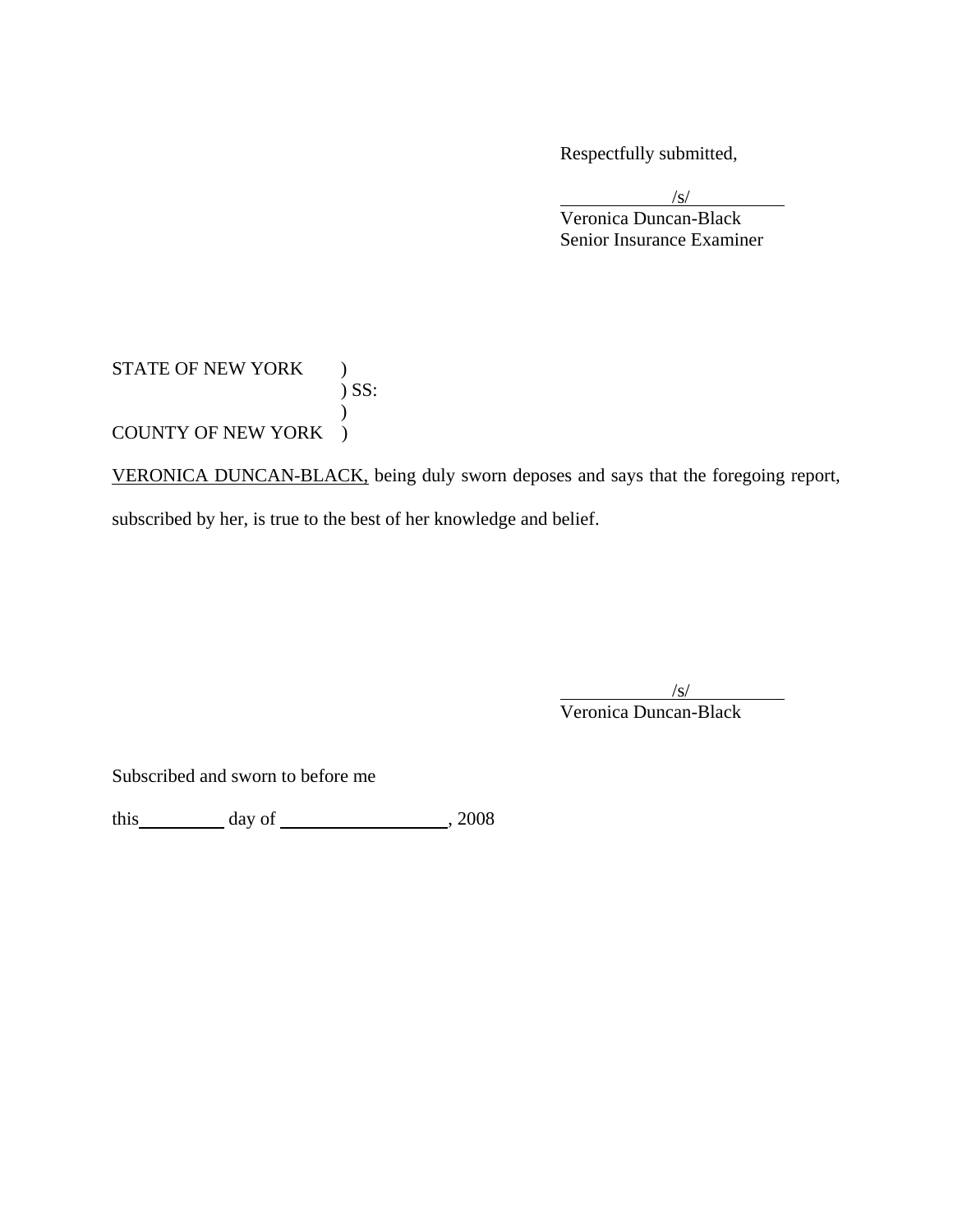Respectfully submitted,

/s/
Veronica Duncan-Black
Senior Insurance Examiner

STATE OF NEW YORK )
) SS:
)
COUNTY OF NEW YORK )

VERONICA DUNCAN-BLACK, being duly sworn deposes and says that the foregoing report, subscribed by her, is true to the best of her knowledge and belief.

/s/
Veronica Duncan-Black

Subscribed and sworn to before me

this\_\_\_\_\_\_\_\_\_ day of \_\_\_\_\_\_\_\_\_\_\_\_\_\_\_\_\_\_, 2008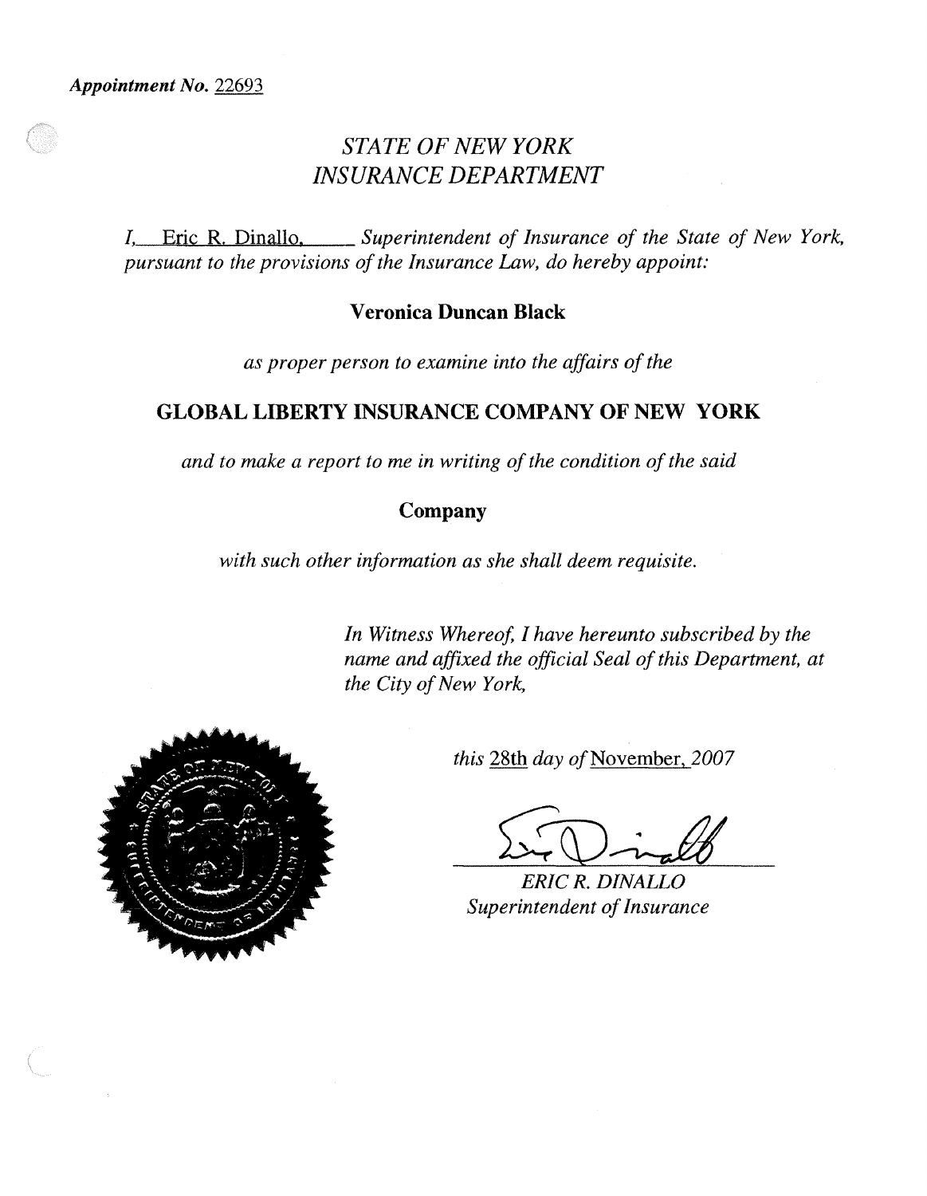*Appointment No.* 22693

## *STATE OF NEW YORK*
## *INSURANCE DEPARTMENT*

*I,* Eric R. Dinallo, *Superintendent of Insurance of the State of New York, pursuant to the provisions of the Insurance Law, do hereby appoint:*

**Veronica Duncan Black**

*as proper person to examine into the affairs of the*

**GLOBAL LIBERTY INSURANCE COMPANY OF NEW YORK**

*and to make a report to me in writing of the condition of the said*

**Company**

*with such other information as she shall deem requisite.*

*In Witness Whereof, I have hereunto subscribed by the name and affixed the official Seal of this Department, at the City of New York,*

*this* 28th *day of* November, *2007*

*ERIC R. DINALLO*
*Superintendent of Insurance*